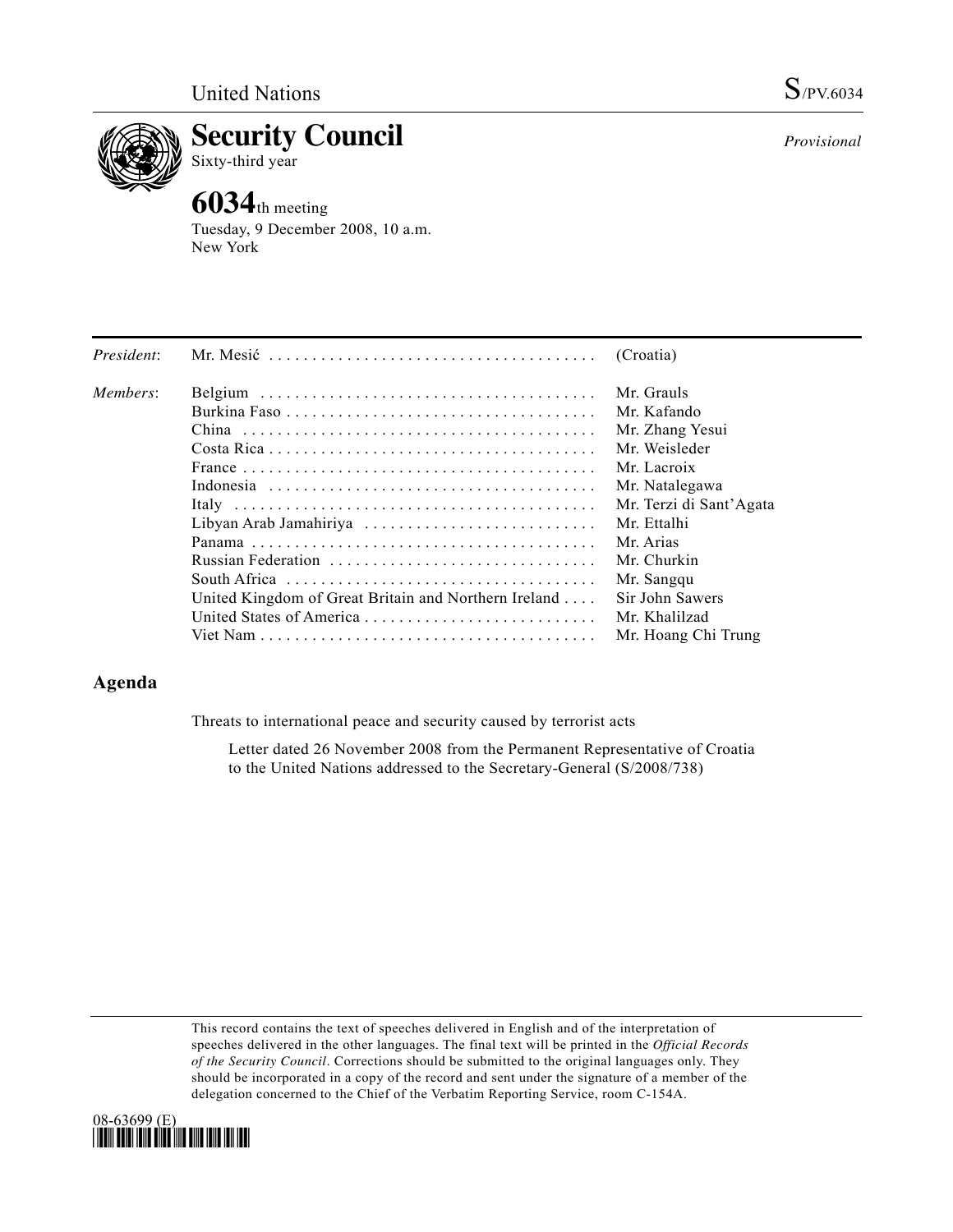United Nations S/PV.6034

# Security Council

Sixty-third year

*Provisional*

## 6034th meeting

Tuesday, 9 December 2008, 10 a.m.
New York

| | | |
|---|---|---|
| *President*: | Mr. Mesić | (Croatia) |
| *Members*: | Belgium | Mr. Grauls |
| | Burkina Faso | Mr. Kafando |
| | China | Mr. Zhang Yesui |
| | Costa Rica | Mr. Weisleder |
| | France | Mr. Lacroix |
| | Indonesia | Mr. Natalegawa |
| | Italy | Mr. Terzi di Sant'Agata |
| | Libyan Arab Jamahiriya | Mr. Ettalhi |
| | Panama | Mr. Arias |
| | Russian Federation | Mr. Churkin |
| | South Africa | Mr. Sangqu |
| | United Kingdom of Great Britain and Northern Ireland | Sir John Sawers |
| | United States of America | Mr. Khalilzad |
| | Viet Nam | Mr. Hoang Chi Trung |

## Agenda

Threats to international peace and security caused by terrorist acts

Letter dated 26 November 2008 from the Permanent Representative of Croatia to the United Nations addressed to the Secretary-General (S/2008/738)

This record contains the text of speeches delivered in English and of the interpretation of speeches delivered in the other languages. The final text will be printed in the *Official Records of the Security Council*. Corrections should be submitted to the original languages only. They should be incorporated in a copy of the record and sent under the signature of a member of the delegation concerned to the Chief of the Verbatim Reporting Service, room C-154A.

08-63699 (E)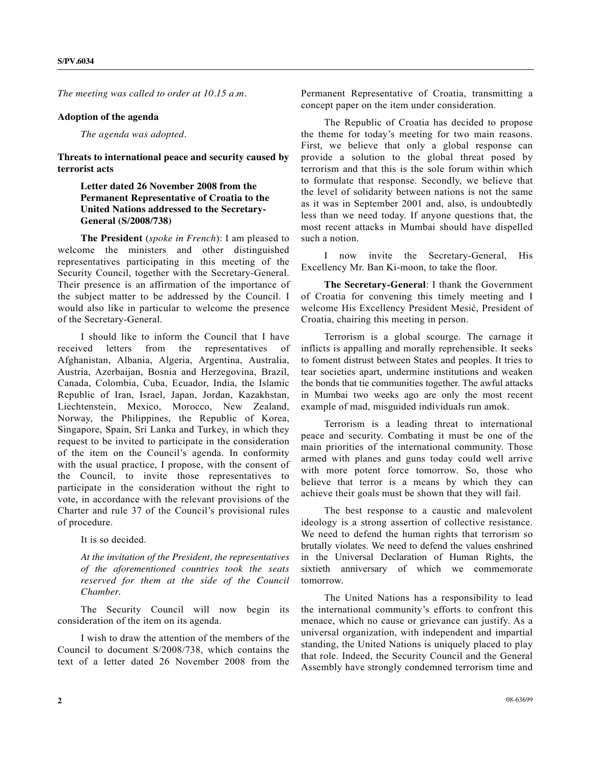*The meeting was called to order at 10.15 a.m.*

**Adoption of the agenda**

*The agenda was adopted.*

**Threats to international peace and security caused by terrorist acts**

**Letter dated 26 November 2008 from the Permanent Representative of Croatia to the United Nations addressed to the Secretary-General (S/2008/738)**

**The President** (*spoke in French*): I am pleased to welcome the ministers and other distinguished representatives participating in this meeting of the Security Council, together with the Secretary-General. Their presence is an affirmation of the importance of the subject matter to be addressed by the Council. I would also like in particular to welcome the presence of the Secretary-General.

I should like to inform the Council that I have received letters from the representatives of Afghanistan, Albania, Algeria, Argentina, Australia, Austria, Azerbaijan, Bosnia and Herzegovina, Brazil, Canada, Colombia, Cuba, Ecuador, India, the Islamic Republic of Iran, Israel, Japan, Jordan, Kazakhstan, Liechtenstein, Mexico, Morocco, New Zealand, Norway, the Philippines, the Republic of Korea, Singapore, Spain, Sri Lanka and Turkey, in which they request to be invited to participate in the consideration of the item on the Council's agenda. In conformity with the usual practice, I propose, with the consent of the Council, to invite those representatives to participate in the consideration without the right to vote, in accordance with the relevant provisions of the Charter and rule 37 of the Council's provisional rules of procedure.

It is so decided.

*At the invitation of the President, the representatives of the aforementioned countries took the seats reserved for them at the side of the Council Chamber.*

The Security Council will now begin its consideration of the item on its agenda.

I wish to draw the attention of the members of the Council to document S/2008/738, which contains the text of a letter dated 26 November 2008 from the Permanent Representative of Croatia, transmitting a concept paper on the item under consideration.

The Republic of Croatia has decided to propose the theme for today's meeting for two main reasons. First, we believe that only a global response can provide a solution to the global threat posed by terrorism and that this is the sole forum within which to formulate that response. Secondly, we believe that the level of solidarity between nations is not the same as it was in September 2001 and, also, is undoubtedly less than we need today. If anyone questions that, the most recent attacks in Mumbai should have dispelled such a notion.

I now invite the Secretary-General, His Excellency Mr. Ban Ki-moon, to take the floor.

**The Secretary-General**: I thank the Government of Croatia for convening this timely meeting and I welcome His Excellency President Mesić, President of Croatia, chairing this meeting in person.

Terrorism is a global scourge. The carnage it inflicts is appalling and morally reprehensible. It seeks to foment distrust between States and peoples. It tries to tear societies apart, undermine institutions and weaken the bonds that tie communities together. The awful attacks in Mumbai two weeks ago are only the most recent example of mad, misguided individuals run amok.

Terrorism is a leading threat to international peace and security. Combating it must be one of the main priorities of the international community. Those armed with planes and guns today could well arrive with more potent force tomorrow. So, those who believe that terror is a means by which they can achieve their goals must be shown that they will fail.

The best response to a caustic and malevolent ideology is a strong assertion of collective resistance. We need to defend the human rights that terrorism so brutally violates. We need to defend the values enshrined in the Universal Declaration of Human Rights, the sixtieth anniversary of which we commemorate tomorrow.

The United Nations has a responsibility to lead the international community's efforts to confront this menace, which no cause or grievance can justify. As a universal organization, with independent and impartial standing, the United Nations is uniquely placed to play that role. Indeed, the Security Council and the General Assembly have strongly condemned terrorism time and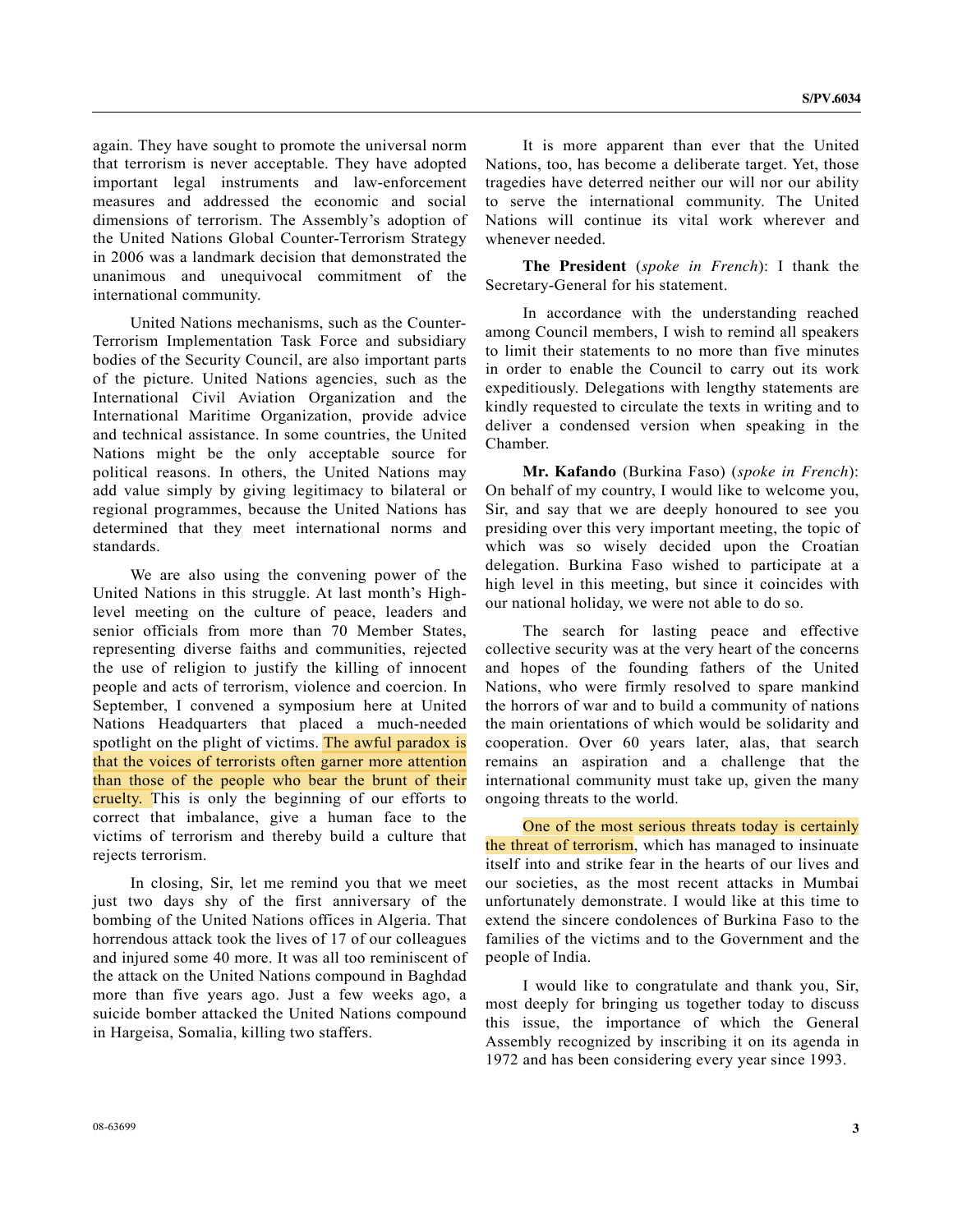again. They have sought to promote the universal norm that terrorism is never acceptable. They have adopted important legal instruments and law-enforcement measures and addressed the economic and social dimensions of terrorism. The Assembly's adoption of the United Nations Global Counter-Terrorism Strategy in 2006 was a landmark decision that demonstrated the unanimous and unequivocal commitment of the international community.

United Nations mechanisms, such as the Counter-Terrorism Implementation Task Force and subsidiary bodies of the Security Council, are also important parts of the picture. United Nations agencies, such as the International Civil Aviation Organization and the International Maritime Organization, provide advice and technical assistance. In some countries, the United Nations might be the only acceptable source for political reasons. In others, the United Nations may add value simply by giving legitimacy to bilateral or regional programmes, because the United Nations has determined that they meet international norms and standards.

We are also using the convening power of the United Nations in this struggle. At last month's High-level meeting on the culture of peace, leaders and senior officials from more than 70 Member States, representing diverse faiths and communities, rejected the use of religion to justify the killing of innocent people and acts of terrorism, violence and coercion. In September, I convened a symposium here at United Nations Headquarters that placed a much-needed spotlight on the plight of victims. The awful paradox is that the voices of terrorists often garner more attention than those of the people who bear the brunt of their cruelty. This is only the beginning of our efforts to correct that imbalance, give a human face to the victims of terrorism and thereby build a culture that rejects terrorism.

In closing, Sir, let me remind you that we meet just two days shy of the first anniversary of the bombing of the United Nations offices in Algeria. That horrendous attack took the lives of 17 of our colleagues and injured some 40 more. It was all too reminiscent of the attack on the United Nations compound in Baghdad more than five years ago. Just a few weeks ago, a suicide bomber attacked the United Nations compound in Hargeisa, Somalia, killing two staffers.

It is more apparent than ever that the United Nations, too, has become a deliberate target. Yet, those tragedies have deterred neither our will nor our ability to serve the international community. The United Nations will continue its vital work wherever and whenever needed.

**The President** (*spoke in French*): I thank the Secretary-General for his statement.

In accordance with the understanding reached among Council members, I wish to remind all speakers to limit their statements to no more than five minutes in order to enable the Council to carry out its work expeditiously. Delegations with lengthy statements are kindly requested to circulate the texts in writing and to deliver a condensed version when speaking in the Chamber.

**Mr. Kafando** (Burkina Faso) (*spoke in French*): On behalf of my country, I would like to welcome you, Sir, and say that we are deeply honoured to see you presiding over this very important meeting, the topic of which was so wisely decided upon the Croatian delegation. Burkina Faso wished to participate at a high level in this meeting, but since it coincides with our national holiday, we were not able to do so.

The search for lasting peace and effective collective security was at the very heart of the concerns and hopes of the founding fathers of the United Nations, who were firmly resolved to spare mankind the horrors of war and to build a community of nations the main orientations of which would be solidarity and cooperation. Over 60 years later, alas, that search remains an aspiration and a challenge that the international community must take up, given the many ongoing threats to the world.

One of the most serious threats today is certainly the threat of terrorism, which has managed to insinuate itself into and strike fear in the hearts of our lives and our societies, as the most recent attacks in Mumbai unfortunately demonstrate. I would like at this time to extend the sincere condolences of Burkina Faso to the families of the victims and to the Government and the people of India.

I would like to congratulate and thank you, Sir, most deeply for bringing us together today to discuss this issue, the importance of which the General Assembly recognized by inscribing it on its agenda in 1972 and has been considering every year since 1993.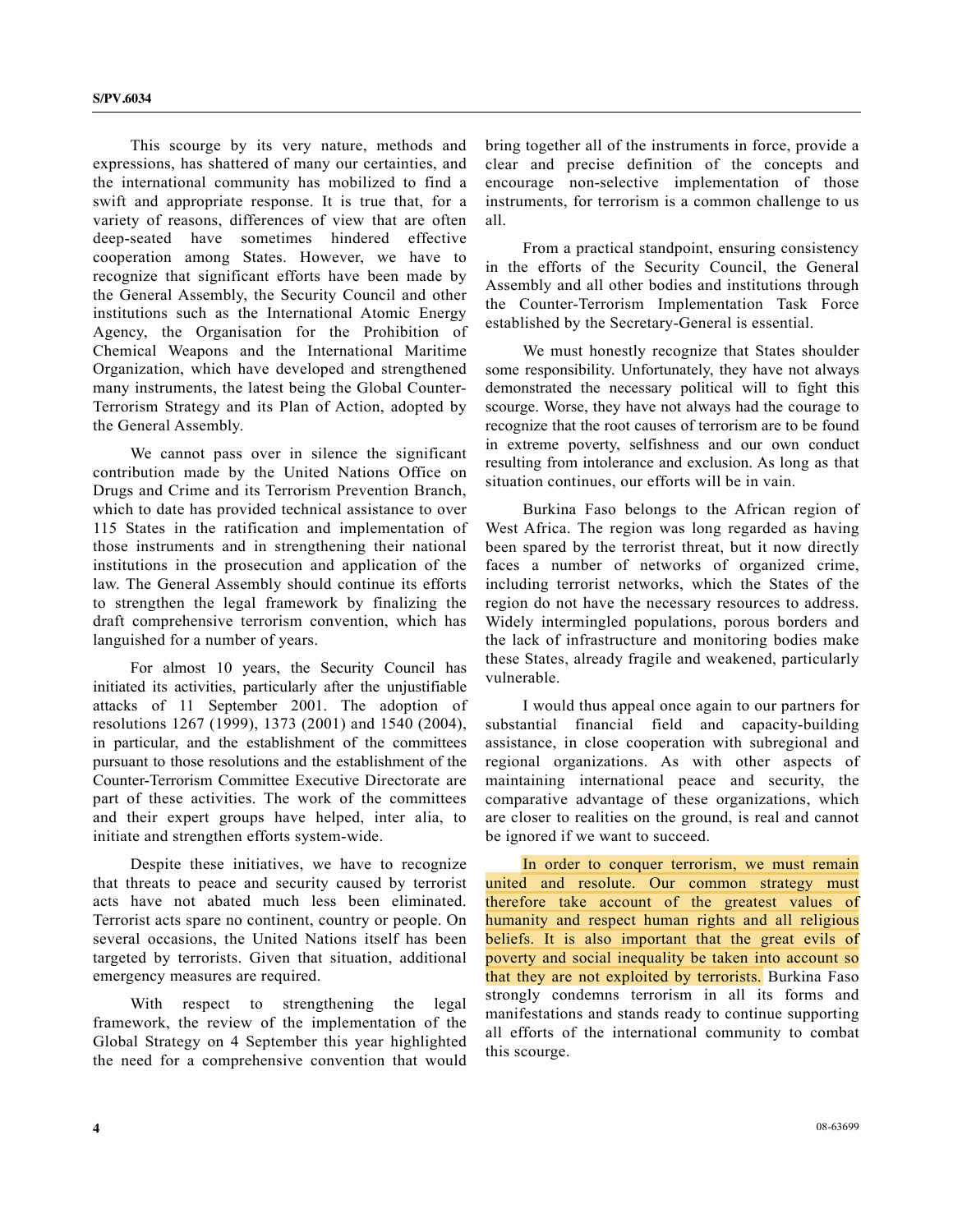This scourge by its very nature, methods and expressions, has shattered of many our certainties, and the international community has mobilized to find a swift and appropriate response. It is true that, for a variety of reasons, differences of view that are often deep-seated have sometimes hindered effective cooperation among States. However, we have to recognize that significant efforts have been made by the General Assembly, the Security Council and other institutions such as the International Atomic Energy Agency, the Organisation for the Prohibition of Chemical Weapons and the International Maritime Organization, which have developed and strengthened many instruments, the latest being the Global Counter-Terrorism Strategy and its Plan of Action, adopted by the General Assembly.

We cannot pass over in silence the significant contribution made by the United Nations Office on Drugs and Crime and its Terrorism Prevention Branch, which to date has provided technical assistance to over 115 States in the ratification and implementation of those instruments and in strengthening their national institutions in the prosecution and application of the law. The General Assembly should continue its efforts to strengthen the legal framework by finalizing the draft comprehensive terrorism convention, which has languished for a number of years.

For almost 10 years, the Security Council has initiated its activities, particularly after the unjustifiable attacks of 11 September 2001. The adoption of resolutions 1267 (1999), 1373 (2001) and 1540 (2004), in particular, and the establishment of the committees pursuant to those resolutions and the establishment of the Counter-Terrorism Committee Executive Directorate are part of these activities. The work of the committees and their expert groups have helped, inter alia, to initiate and strengthen efforts system-wide.

Despite these initiatives, we have to recognize that threats to peace and security caused by terrorist acts have not abated much less been eliminated. Terrorist acts spare no continent, country or people. On several occasions, the United Nations itself has been targeted by terrorists. Given that situation, additional emergency measures are required.

With respect to strengthening the legal framework, the review of the implementation of the Global Strategy on 4 September this year highlighted the need for a comprehensive convention that would bring together all of the instruments in force, provide a clear and precise definition of the concepts and encourage non-selective implementation of those instruments, for terrorism is a common challenge to us all.

From a practical standpoint, ensuring consistency in the efforts of the Security Council, the General Assembly and all other bodies and institutions through the Counter-Terrorism Implementation Task Force established by the Secretary-General is essential.

We must honestly recognize that States shoulder some responsibility. Unfortunately, they have not always demonstrated the necessary political will to fight this scourge. Worse, they have not always had the courage to recognize that the root causes of terrorism are to be found in extreme poverty, selfishness and our own conduct resulting from intolerance and exclusion. As long as that situation continues, our efforts will be in vain.

Burkina Faso belongs to the African region of West Africa. The region was long regarded as having been spared by the terrorist threat, but it now directly faces a number of networks of organized crime, including terrorist networks, which the States of the region do not have the necessary resources to address. Widely intermingled populations, porous borders and the lack of infrastructure and monitoring bodies make these States, already fragile and weakened, particularly vulnerable.

I would thus appeal once again to our partners for substantial financial field and capacity-building assistance, in close cooperation with subregional and regional organizations. As with other aspects of maintaining international peace and security, the comparative advantage of these organizations, which are closer to realities on the ground, is real and cannot be ignored if we want to succeed.

In order to conquer terrorism, we must remain united and resolute. Our common strategy must therefore take account of the greatest values of humanity and respect human rights and all religious beliefs. It is also important that the great evils of poverty and social inequality be taken into account so that they are not exploited by terrorists. Burkina Faso strongly condemns terrorism in all its forms and manifestations and stands ready to continue supporting all efforts of the international community to combat this scourge.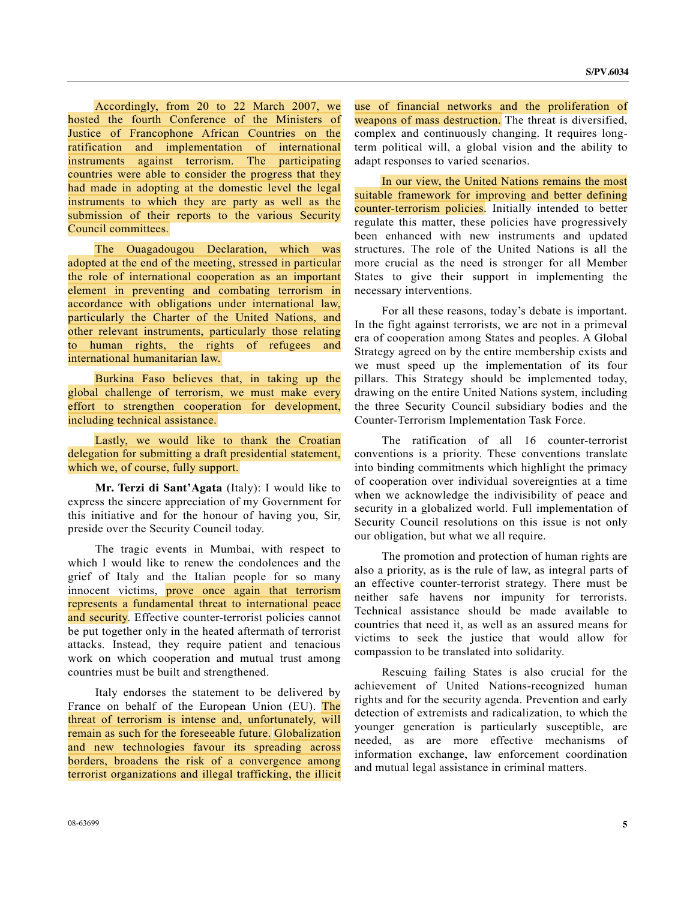Accordingly, from 20 to 22 March 2007, we hosted the fourth Conference of the Ministers of Justice of Francophone African Countries on the ratification and implementation of international instruments against terrorism. The participating countries were able to consider the progress that they had made in adopting at the domestic level the legal instruments to which they are party as well as the submission of their reports to the various Security Council committees.

The Ouagadougou Declaration, which was adopted at the end of the meeting, stressed in particular the role of international cooperation as an important element in preventing and combating terrorism in accordance with obligations under international law, particularly the Charter of the United Nations, and other relevant instruments, particularly those relating to human rights, the rights of refugees and international humanitarian law.

Burkina Faso believes that, in taking up the global challenge of terrorism, we must make every effort to strengthen cooperation for development, including technical assistance.

Lastly, we would like to thank the Croatian delegation for submitting a draft presidential statement, which we, of course, fully support.

**Mr. Terzi di Sant'Agata** (Italy): I would like to express the sincere appreciation of my Government for this initiative and for the honour of having you, Sir, preside over the Security Council today.

The tragic events in Mumbai, with respect to which I would like to renew the condolences and the grief of Italy and the Italian people for so many innocent victims, prove once again that terrorism represents a fundamental threat to international peace and security. Effective counter-terrorist policies cannot be put together only in the heated aftermath of terrorist attacks. Instead, they require patient and tenacious work on which cooperation and mutual trust among countries must be built and strengthened.

Italy endorses the statement to be delivered by France on behalf of the European Union (EU). The threat of terrorism is intense and, unfortunately, will remain as such for the foreseeable future. Globalization and new technologies favour its spreading across borders, broadens the risk of a convergence among terrorist organizations and illegal trafficking, the illicit use of financial networks and the proliferation of weapons of mass destruction. The threat is diversified, complex and continuously changing. It requires long-term political will, a global vision and the ability to adapt responses to varied scenarios.

In our view, the United Nations remains the most suitable framework for improving and better defining counter-terrorism policies. Initially intended to better regulate this matter, these policies have progressively been enhanced with new instruments and updated structures. The role of the United Nations is all the more crucial as the need is stronger for all Member States to give their support in implementing the necessary interventions.

For all these reasons, today's debate is important. In the fight against terrorists, we are not in a primeval era of cooperation among States and peoples. A Global Strategy agreed on by the entire membership exists and we must speed up the implementation of its four pillars. This Strategy should be implemented today, drawing on the entire United Nations system, including the three Security Council subsidiary bodies and the Counter-Terrorism Implementation Task Force.

The ratification of all 16 counter-terrorist conventions is a priority. These conventions translate into binding commitments which highlight the primacy of cooperation over individual sovereignties at a time when we acknowledge the indivisibility of peace and security in a globalized world. Full implementation of Security Council resolutions on this issue is not only our obligation, but what we all require.

The promotion and protection of human rights are also a priority, as is the rule of law, as integral parts of an effective counter-terrorist strategy. There must be neither safe havens nor impunity for terrorists. Technical assistance should be made available to countries that need it, as well as an assured means for victims to seek the justice that would allow for compassion to be translated into solidarity.

Rescuing failing States is also crucial for the achievement of United Nations-recognized human rights and for the security agenda. Prevention and early detection of extremists and radicalization, to which the younger generation is particularly susceptible, are needed, as are more effective mechanisms of information exchange, law enforcement coordination and mutual legal assistance in criminal matters.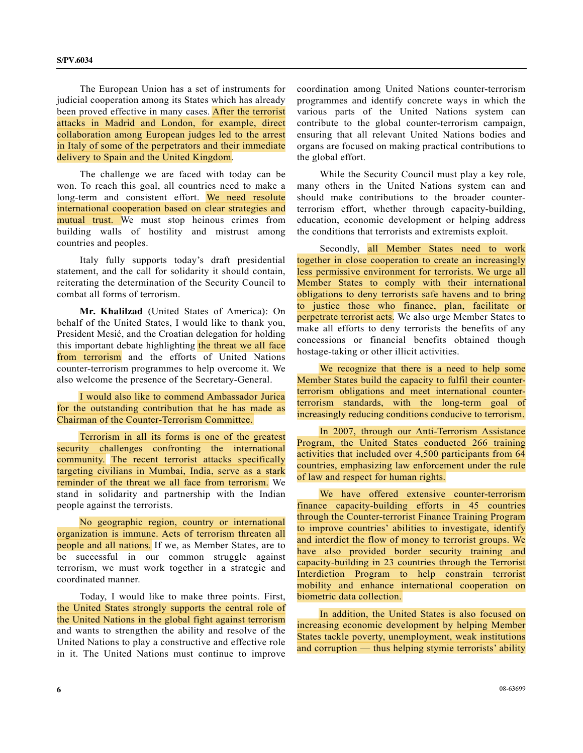The European Union has a set of instruments for judicial cooperation among its States which has already been proved effective in many cases. After the terrorist attacks in Madrid and London, for example, direct collaboration among European judges led to the arrest in Italy of some of the perpetrators and their immediate delivery to Spain and the United Kingdom.

The challenge we are faced with today can be won. To reach this goal, all countries need to make a long-term and consistent effort. We need resolute international cooperation based on clear strategies and mutual trust. We must stop heinous crimes from building walls of hostility and mistrust among countries and peoples.

Italy fully supports today's draft presidential statement, and the call for solidarity it should contain, reiterating the determination of the Security Council to combat all forms of terrorism.

**Mr. Khalilzad** (United States of America): On behalf of the United States, I would like to thank you, President Mesić, and the Croatian delegation for holding this important debate highlighting the threat we all face from terrorism and the efforts of United Nations counter-terrorism programmes to help overcome it. We also welcome the presence of the Secretary-General.

I would also like to commend Ambassador Jurica for the outstanding contribution that he has made as Chairman of the Counter-Terrorism Committee.

Terrorism in all its forms is one of the greatest security challenges confronting the international community. The recent terrorist attacks specifically targeting civilians in Mumbai, India, serve as a stark reminder of the threat we all face from terrorism. We stand in solidarity and partnership with the Indian people against the terrorists.

No geographic region, country or international organization is immune. Acts of terrorism threaten all people and all nations. If we, as Member States, are to be successful in our common struggle against terrorism, we must work together in a strategic and coordinated manner.

Today, I would like to make three points. First, the United States strongly supports the central role of the United Nations in the global fight against terrorism and wants to strengthen the ability and resolve of the United Nations to play a constructive and effective role in it. The United Nations must continue to improve coordination among United Nations counter-terrorism programmes and identify concrete ways in which the various parts of the United Nations system can contribute to the global counter-terrorism campaign, ensuring that all relevant United Nations bodies and organs are focused on making practical contributions to the global effort.

While the Security Council must play a key role, many others in the United Nations system can and should make contributions to the broader counter-terrorism effort, whether through capacity-building, education, economic development or helping address the conditions that terrorists and extremists exploit.

Secondly, all Member States need to work together in close cooperation to create an increasingly less permissive environment for terrorists. We urge all Member States to comply with their international obligations to deny terrorists safe havens and to bring to justice those who finance, plan, facilitate or perpetrate terrorist acts. We also urge Member States to make all efforts to deny terrorists the benefits of any concessions or financial benefits obtained though hostage-taking or other illicit activities.

We recognize that there is a need to help some Member States build the capacity to fulfil their counter-terrorism obligations and meet international counter-terrorism standards, with the long-term goal of increasingly reducing conditions conducive to terrorism.

In 2007, through our Anti-Terrorism Assistance Program, the United States conducted 266 training activities that included over 4,500 participants from 64 countries, emphasizing law enforcement under the rule of law and respect for human rights.

We have offered extensive counter-terrorism finance capacity-building efforts in 45 countries through the Counter-terrorist Finance Training Program to improve countries' abilities to investigate, identify and interdict the flow of money to terrorist groups. We have also provided border security training and capacity-building in 23 countries through the Terrorist Interdiction Program to help constrain terrorist mobility and enhance international cooperation on biometric data collection.

In addition, the United States is also focused on increasing economic development by helping Member States tackle poverty, unemployment, weak institutions and corruption — thus helping stymie terrorists' ability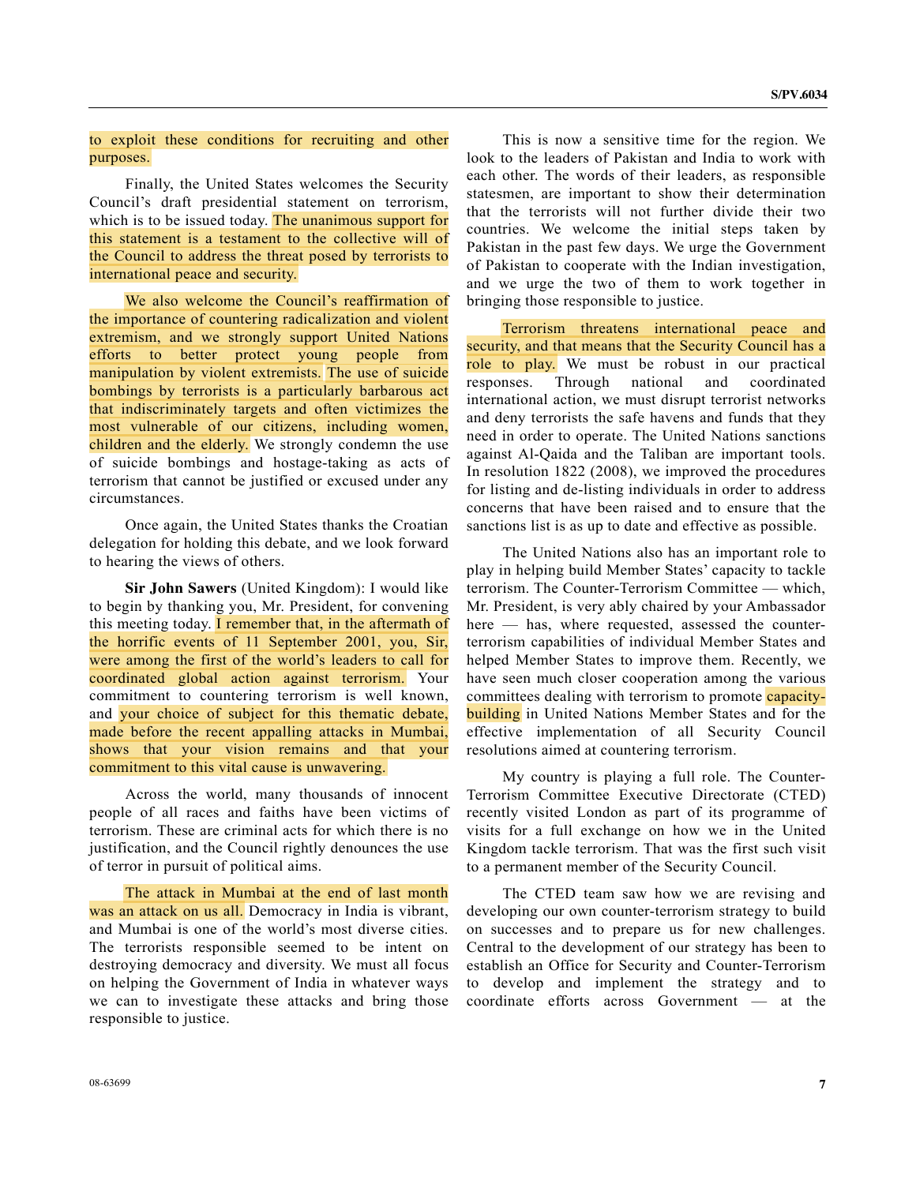to exploit these conditions for recruiting and other purposes.

Finally, the United States welcomes the Security Council's draft presidential statement on terrorism, which is to be issued today. The unanimous support for this statement is a testament to the collective will of the Council to address the threat posed by terrorists to international peace and security.

We also welcome the Council's reaffirmation of the importance of countering radicalization and violent extremism, and we strongly support United Nations efforts to better protect young people from manipulation by violent extremists. The use of suicide bombings by terrorists is a particularly barbarous act that indiscriminately targets and often victimizes the most vulnerable of our citizens, including women, children and the elderly. We strongly condemn the use of suicide bombings and hostage-taking as acts of terrorism that cannot be justified or excused under any circumstances.

Once again, the United States thanks the Croatian delegation for holding this debate, and we look forward to hearing the views of others.

**Sir John Sawers** (United Kingdom): I would like to begin by thanking you, Mr. President, for convening this meeting today. I remember that, in the aftermath of the horrific events of 11 September 2001, you, Sir, were among the first of the world's leaders to call for coordinated global action against terrorism. Your commitment to countering terrorism is well known, and your choice of subject for this thematic debate, made before the recent appalling attacks in Mumbai, shows that your vision remains and that your commitment to this vital cause is unwavering.

Across the world, many thousands of innocent people of all races and faiths have been victims of terrorism. These are criminal acts for which there is no justification, and the Council rightly denounces the use of terror in pursuit of political aims.

The attack in Mumbai at the end of last month was an attack on us all. Democracy in India is vibrant, and Mumbai is one of the world's most diverse cities. The terrorists responsible seemed to be intent on destroying democracy and diversity. We must all focus on helping the Government of India in whatever ways we can to investigate these attacks and bring those responsible to justice.

This is now a sensitive time for the region. We look to the leaders of Pakistan and India to work with each other. The words of their leaders, as responsible statesmen, are important to show their determination that the terrorists will not further divide their two countries. We welcome the initial steps taken by Pakistan in the past few days. We urge the Government of Pakistan to cooperate with the Indian investigation, and we urge the two of them to work together in bringing those responsible to justice.

Terrorism threatens international peace and security, and that means that the Security Council has a role to play. We must be robust in our practical responses. Through national and coordinated international action, we must disrupt terrorist networks and deny terrorists the safe havens and funds that they need in order to operate. The United Nations sanctions against Al-Qaida and the Taliban are important tools. In resolution 1822 (2008), we improved the procedures for listing and de-listing individuals in order to address concerns that have been raised and to ensure that the sanctions list is as up to date and effective as possible.

The United Nations also has an important role to play in helping build Member States' capacity to tackle terrorism. The Counter-Terrorism Committee — which, Mr. President, is very ably chaired by your Ambassador here — has, where requested, assessed the counter-terrorism capabilities of individual Member States and helped Member States to improve them. Recently, we have seen much closer cooperation among the various committees dealing with terrorism to promote capacity-building in United Nations Member States and for the effective implementation of all Security Council resolutions aimed at countering terrorism.

My country is playing a full role. The Counter-Terrorism Committee Executive Directorate (CTED) recently visited London as part of its programme of visits for a full exchange on how we in the United Kingdom tackle terrorism. That was the first such visit to a permanent member of the Security Council.

The CTED team saw how we are revising and developing our own counter-terrorism strategy to build on successes and to prepare us for new challenges. Central to the development of our strategy has been to establish an Office for Security and Counter-Terrorism to develop and implement the strategy and to coordinate efforts across Government — at the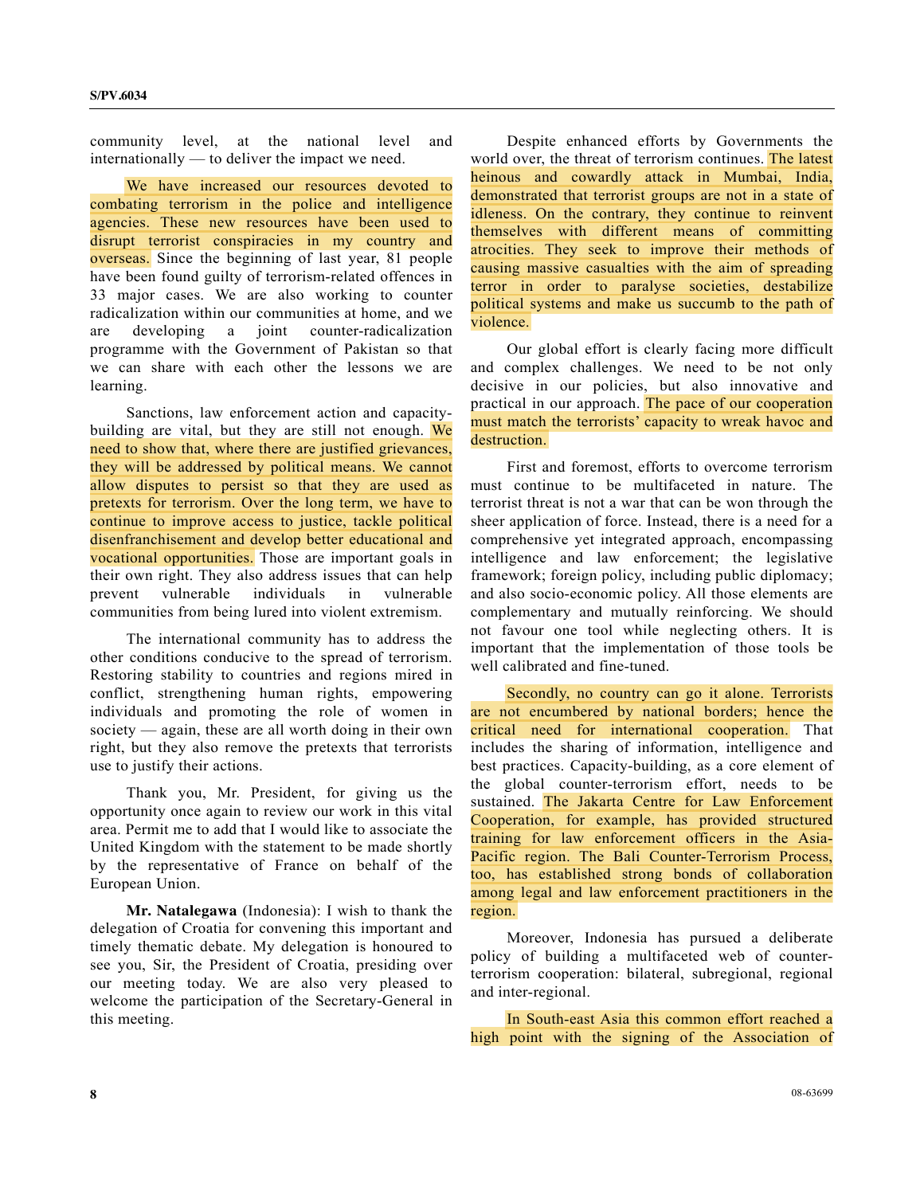community level, at the national level and internationally — to deliver the impact we need.

We have increased our resources devoted to combating terrorism in the police and intelligence agencies. These new resources have been used to disrupt terrorist conspiracies in my country and overseas. Since the beginning of last year, 81 people have been found guilty of terrorism-related offences in 33 major cases. We are also working to counter radicalization within our communities at home, and we are developing a joint counter-radicalization programme with the Government of Pakistan so that we can share with each other the lessons we are learning.

Sanctions, law enforcement action and capacity-building are vital, but they are still not enough. We need to show that, where there are justified grievances, they will be addressed by political means. We cannot allow disputes to persist so that they are used as pretexts for terrorism. Over the long term, we have to continue to improve access to justice, tackle political disenfranchisement and develop better educational and vocational opportunities. Those are important goals in their own right. They also address issues that can help prevent vulnerable individuals in vulnerable communities from being lured into violent extremism.

The international community has to address the other conditions conducive to the spread of terrorism. Restoring stability to countries and regions mired in conflict, strengthening human rights, empowering individuals and promoting the role of women in society — again, these are all worth doing in their own right, but they also remove the pretexts that terrorists use to justify their actions.

Thank you, Mr. President, for giving us the opportunity once again to review our work in this vital area. Permit me to add that I would like to associate the United Kingdom with the statement to be made shortly by the representative of France on behalf of the European Union.

**Mr. Natalegawa** (Indonesia): I wish to thank the delegation of Croatia for convening this important and timely thematic debate. My delegation is honoured to see you, Sir, the President of Croatia, presiding over our meeting today. We are also very pleased to welcome the participation of the Secretary-General in this meeting.

Despite enhanced efforts by Governments the world over, the threat of terrorism continues. The latest heinous and cowardly attack in Mumbai, India, demonstrated that terrorist groups are not in a state of idleness. On the contrary, they continue to reinvent themselves with different means of committing atrocities. They seek to improve their methods of causing massive casualties with the aim of spreading terror in order to paralyse societies, destabilize political systems and make us succumb to the path of violence.

Our global effort is clearly facing more difficult and complex challenges. We need to be not only decisive in our policies, but also innovative and practical in our approach. The pace of our cooperation must match the terrorists' capacity to wreak havoc and destruction.

First and foremost, efforts to overcome terrorism must continue to be multifaceted in nature. The terrorist threat is not a war that can be won through the sheer application of force. Instead, there is a need for a comprehensive yet integrated approach, encompassing intelligence and law enforcement; the legislative framework; foreign policy, including public diplomacy; and also socio-economic policy. All those elements are complementary and mutually reinforcing. We should not favour one tool while neglecting others. It is important that the implementation of those tools be well calibrated and fine-tuned.

Secondly, no country can go it alone. Terrorists are not encumbered by national borders; hence the critical need for international cooperation. That includes the sharing of information, intelligence and best practices. Capacity-building, as a core element of the global counter-terrorism effort, needs to be sustained. The Jakarta Centre for Law Enforcement Cooperation, for example, has provided structured training for law enforcement officers in the Asia-Pacific region. The Bali Counter-Terrorism Process, too, has established strong bonds of collaboration among legal and law enforcement practitioners in the region.

Moreover, Indonesia has pursued a deliberate policy of building a multifaceted web of counter-terrorism cooperation: bilateral, subregional, regional and inter-regional.

In South-east Asia this common effort reached a high point with the signing of the Association of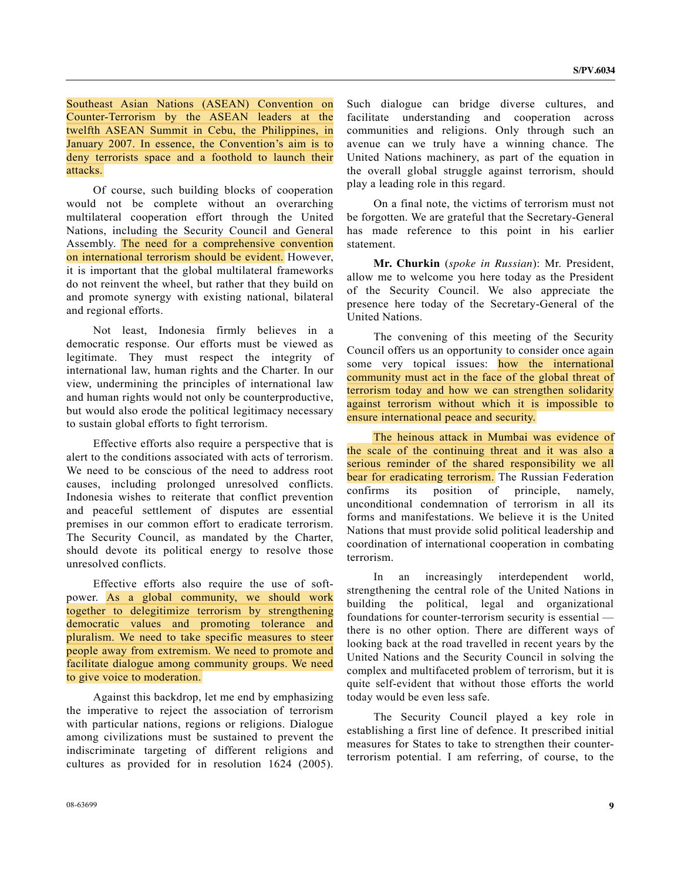Southeast Asian Nations (ASEAN) Convention on Counter-Terrorism by the ASEAN leaders at the twelfth ASEAN Summit in Cebu, the Philippines, in January 2007. In essence, the Convention's aim is to deny terrorists space and a foothold to launch their attacks.

Of course, such building blocks of cooperation would not be complete without an overarching multilateral cooperation effort through the United Nations, including the Security Council and General Assembly. The need for a comprehensive convention on international terrorism should be evident. However, it is important that the global multilateral frameworks do not reinvent the wheel, but rather that they build on and promote synergy with existing national, bilateral and regional efforts.

Not least, Indonesia firmly believes in a democratic response. Our efforts must be viewed as legitimate. They must respect the integrity of international law, human rights and the Charter. In our view, undermining the principles of international law and human rights would not only be counterproductive, but would also erode the political legitimacy necessary to sustain global efforts to fight terrorism.

Effective efforts also require a perspective that is alert to the conditions associated with acts of terrorism. We need to be conscious of the need to address root causes, including prolonged unresolved conflicts. Indonesia wishes to reiterate that conflict prevention and peaceful settlement of disputes are essential premises in our common effort to eradicate terrorism. The Security Council, as mandated by the Charter, should devote its political energy to resolve those unresolved conflicts.

Effective efforts also require the use of soft-power. As a global community, we should work together to delegitimize terrorism by strengthening democratic values and promoting tolerance and pluralism. We need to take specific measures to steer people away from extremism. We need to promote and facilitate dialogue among community groups. We need to give voice to moderation.

Against this backdrop, let me end by emphasizing the imperative to reject the association of terrorism with particular nations, regions or religions. Dialogue among civilizations must be sustained to prevent the indiscriminate targeting of different religions and cultures as provided for in resolution 1624 (2005). Such dialogue can bridge diverse cultures, and facilitate understanding and cooperation across communities and religions. Only through such an avenue can we truly have a winning chance. The United Nations machinery, as part of the equation in the overall global struggle against terrorism, should play a leading role in this regard.

On a final note, the victims of terrorism must not be forgotten. We are grateful that the Secretary-General has made reference to this point in his earlier statement.

**Mr. Churkin** (*spoke in Russian*): Mr. President, allow me to welcome you here today as the President of the Security Council. We also appreciate the presence here today of the Secretary-General of the United Nations.

The convening of this meeting of the Security Council offers us an opportunity to consider once again some very topical issues: how the international community must act in the face of the global threat of terrorism today and how we can strengthen solidarity against terrorism without which it is impossible to ensure international peace and security.

The heinous attack in Mumbai was evidence of the scale of the continuing threat and it was also a serious reminder of the shared responsibility we all bear for eradicating terrorism. The Russian Federation confirms its position of principle, namely, unconditional condemnation of terrorism in all its forms and manifestations. We believe it is the United Nations that must provide solid political leadership and coordination of international cooperation in combating terrorism.

In an increasingly interdependent world, strengthening the central role of the United Nations in building the political, legal and organizational foundations for counter-terrorism security is essential — there is no other option. There are different ways of looking back at the road travelled in recent years by the United Nations and the Security Council in solving the complex and multifaceted problem of terrorism, but it is quite self-evident that without those efforts the world today would be even less safe.

The Security Council played a key role in establishing a first line of defence. It prescribed initial measures for States to take to strengthen their counter-terrorism potential. I am referring, of course, to the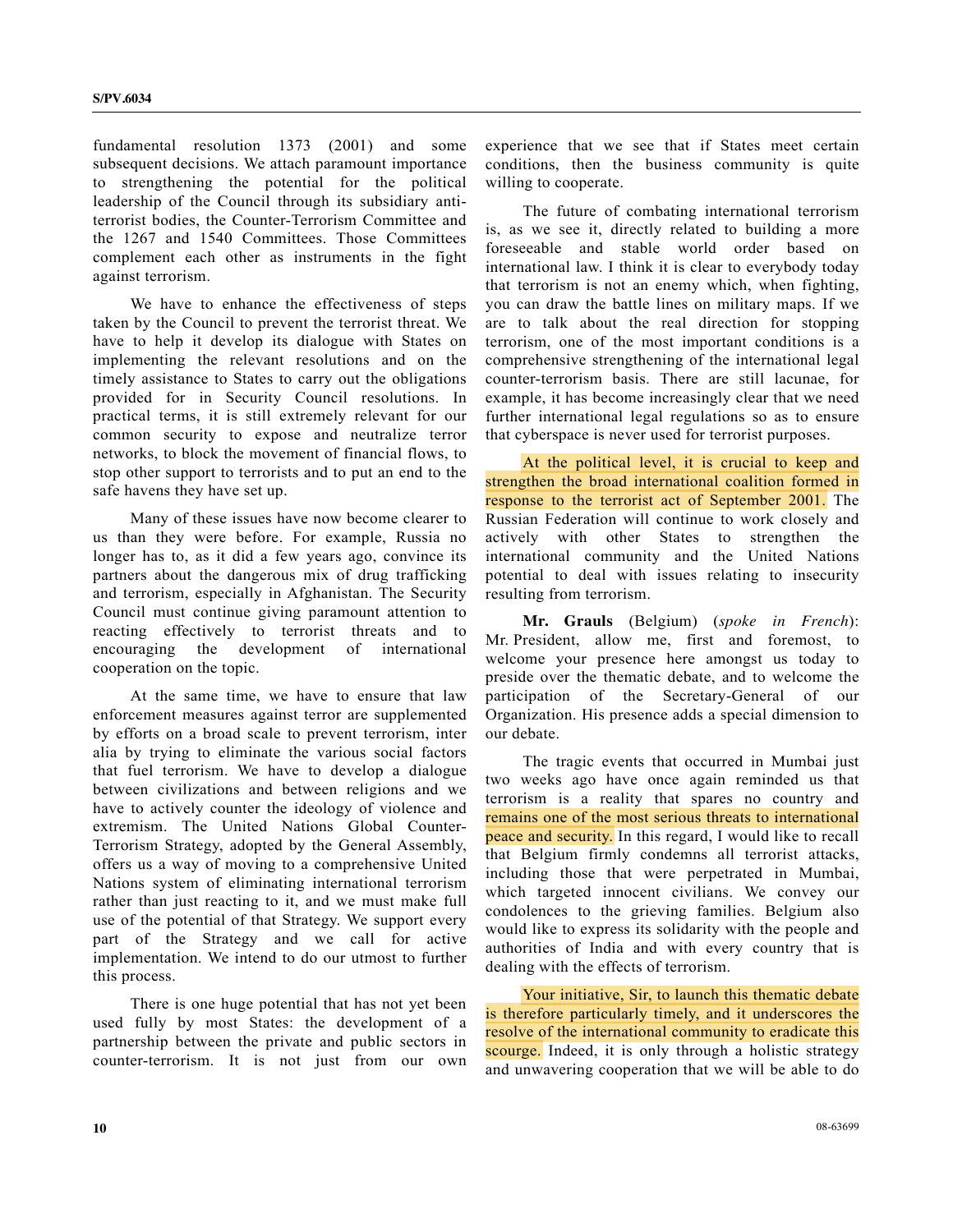fundamental resolution 1373 (2001) and some subsequent decisions. We attach paramount importance to strengthening the potential for the political leadership of the Council through its subsidiary anti-terrorist bodies, the Counter-Terrorism Committee and the 1267 and 1540 Committees. Those Committees complement each other as instruments in the fight against terrorism.

We have to enhance the effectiveness of steps taken by the Council to prevent the terrorist threat. We have to help it develop its dialogue with States on implementing the relevant resolutions and on the timely assistance to States to carry out the obligations provided for in Security Council resolutions. In practical terms, it is still extremely relevant for our common security to expose and neutralize terror networks, to block the movement of financial flows, to stop other support to terrorists and to put an end to the safe havens they have set up.

Many of these issues have now become clearer to us than they were before. For example, Russia no longer has to, as it did a few years ago, convince its partners about the dangerous mix of drug trafficking and terrorism, especially in Afghanistan. The Security Council must continue giving paramount attention to reacting effectively to terrorist threats and to encouraging the development of international cooperation on the topic.

At the same time, we have to ensure that law enforcement measures against terror are supplemented by efforts on a broad scale to prevent terrorism, inter alia by trying to eliminate the various social factors that fuel terrorism. We have to develop a dialogue between civilizations and between religions and we have to actively counter the ideology of violence and extremism. The United Nations Global Counter-Terrorism Strategy, adopted by the General Assembly, offers us a way of moving to a comprehensive United Nations system of eliminating international terrorism rather than just reacting to it, and we must make full use of the potential of that Strategy. We support every part of the Strategy and we call for active implementation. We intend to do our utmost to further this process.

There is one huge potential that has not yet been used fully by most States: the development of a partnership between the private and public sectors in counter-terrorism. It is not just from our own experience that we see that if States meet certain conditions, then the business community is quite willing to cooperate.

The future of combating international terrorism is, as we see it, directly related to building a more foreseeable and stable world order based on international law. I think it is clear to everybody today that terrorism is not an enemy which, when fighting, you can draw the battle lines on military maps. If we are to talk about the real direction for stopping terrorism, one of the most important conditions is a comprehensive strengthening of the international legal counter-terrorism basis. There are still lacunae, for example, it has become increasingly clear that we need further international legal regulations so as to ensure that cyberspace is never used for terrorist purposes.

At the political level, it is crucial to keep and strengthen the broad international coalition formed in response to the terrorist act of September 2001. The Russian Federation will continue to work closely and actively with other States to strengthen the international community and the United Nations potential to deal with issues relating to insecurity resulting from terrorism.

**Mr. Grauls** (Belgium) (*spoke in French*): Mr. President, allow me, first and foremost, to welcome your presence here amongst us today to preside over the thematic debate, and to welcome the participation of the Secretary-General of our Organization. His presence adds a special dimension to our debate.

The tragic events that occurred in Mumbai just two weeks ago have once again reminded us that terrorism is a reality that spares no country and remains one of the most serious threats to international peace and security. In this regard, I would like to recall that Belgium firmly condemns all terrorist attacks, including those that were perpetrated in Mumbai, which targeted innocent civilians. We convey our condolences to the grieving families. Belgium also would like to express its solidarity with the people and authorities of India and with every country that is dealing with the effects of terrorism.

Your initiative, Sir, to launch this thematic debate is therefore particularly timely, and it underscores the resolve of the international community to eradicate this scourge. Indeed, it is only through a holistic strategy and unwavering cooperation that we will be able to do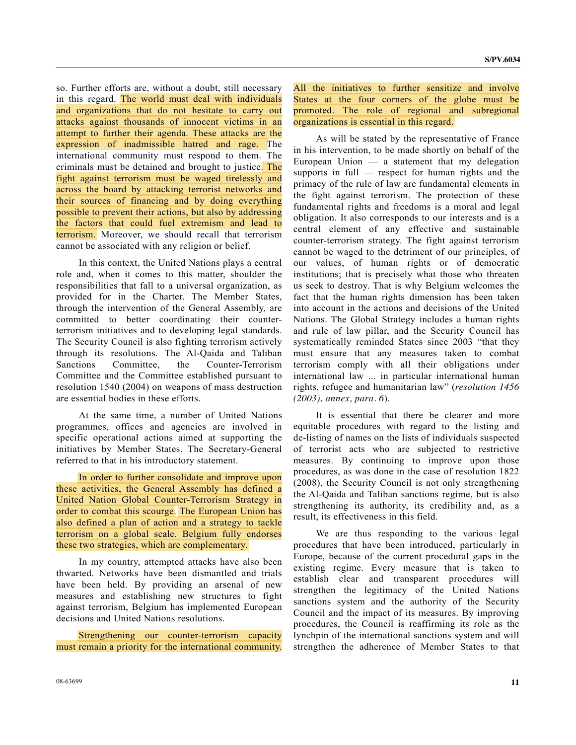so. Further efforts are, without a doubt, still necessary in this regard. The world must deal with individuals and organizations that do not hesitate to carry out attacks against thousands of innocent victims in an attempt to further their agenda. These attacks are the expression of inadmissible hatred and rage. The international community must respond to them. The criminals must be detained and brought to justice. The fight against terrorism must be waged tirelessly and across the board by attacking terrorist networks and their sources of financing and by doing everything possible to prevent their actions, but also by addressing the factors that could fuel extremism and lead to terrorism. Moreover, we should recall that terrorism cannot be associated with any religion or belief.

In this context, the United Nations plays a central role and, when it comes to this matter, shoulder the responsibilities that fall to a universal organization, as provided for in the Charter. The Member States, through the intervention of the General Assembly, are committed to better coordinating their counter-terrorism initiatives and to developing legal standards. The Security Council is also fighting terrorism actively through its resolutions. The Al-Qaida and Taliban Sanctions Committee, the Counter-Terrorism Committee and the Committee established pursuant to resolution 1540 (2004) on weapons of mass destruction are essential bodies in these efforts.

At the same time, a number of United Nations programmes, offices and agencies are involved in specific operational actions aimed at supporting the initiatives by Member States. The Secretary-General referred to that in his introductory statement.

In order to further consolidate and improve upon these activities, the General Assembly has defined a United Nation Global Counter-Terrorism Strategy in order to combat this scourge. The European Union has also defined a plan of action and a strategy to tackle terrorism on a global scale. Belgium fully endorses these two strategies, which are complementary.

In my country, attempted attacks have also been thwarted. Networks have been dismantled and trials have been held. By providing an arsenal of new measures and establishing new structures to fight against terrorism, Belgium has implemented European decisions and United Nations resolutions.

Strengthening our counter-terrorism capacity must remain a priority for the international community. All the initiatives to further sensitize and involve States at the four corners of the globe must be promoted. The role of regional and subregional organizations is essential in this regard.

As will be stated by the representative of France in his intervention, to be made shortly on behalf of the European Union — a statement that my delegation supports in full — respect for human rights and the primacy of the rule of law are fundamental elements in the fight against terrorism. The protection of these fundamental rights and freedoms is a moral and legal obligation. It also corresponds to our interests and is a central element of any effective and sustainable counter-terrorism strategy. The fight against terrorism cannot be waged to the detriment of our principles, of our values, of human rights or of democratic institutions; that is precisely what those who threaten us seek to destroy. That is why Belgium welcomes the fact that the human rights dimension has been taken into account in the actions and decisions of the United Nations. The Global Strategy includes a human rights and rule of law pillar, and the Security Council has systematically reminded States since 2003 "that they must ensure that any measures taken to combat terrorism comply with all their obligations under international law ... in particular international human rights, refugee and humanitarian law" (*resolution 1456 (2003), annex, para. 6*).

It is essential that there be clearer and more equitable procedures with regard to the listing and de-listing of names on the lists of individuals suspected of terrorist acts who are subjected to restrictive measures. By continuing to improve upon those procedures, as was done in the case of resolution 1822 (2008), the Security Council is not only strengthening the Al-Qaida and Taliban sanctions regime, but is also strengthening its authority, its credibility and, as a result, its effectiveness in this field.

We are thus responding to the various legal procedures that have been introduced, particularly in Europe, because of the current procedural gaps in the existing regime. Every measure that is taken to establish clear and transparent procedures will strengthen the legitimacy of the United Nations sanctions system and the authority of the Security Council and the impact of its measures. By improving procedures, the Council is reaffirming its role as the lynchpin of the international sanctions system and will strengthen the adherence of Member States to that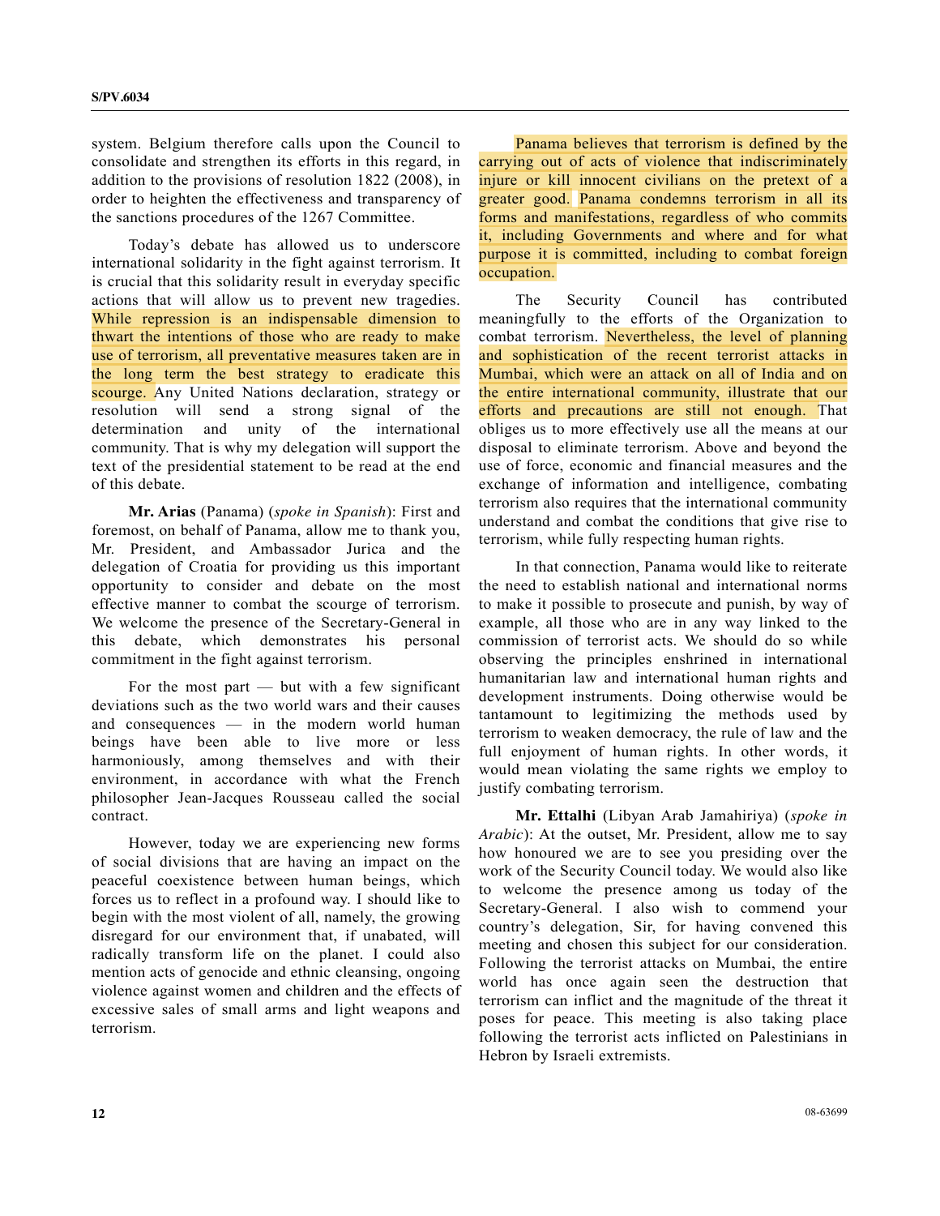system. Belgium therefore calls upon the Council to consolidate and strengthen its efforts in this regard, in addition to the provisions of resolution 1822 (2008), in order to heighten the effectiveness and transparency of the sanctions procedures of the 1267 Committee.

Today's debate has allowed us to underscore international solidarity in the fight against terrorism. It is crucial that this solidarity result in everyday specific actions that will allow us to prevent new tragedies. While repression is an indispensable dimension to thwart the intentions of those who are ready to make use of terrorism, all preventative measures taken are in the long term the best strategy to eradicate this scourge. Any United Nations declaration, strategy or resolution will send a strong signal of the determination and unity of the international community. That is why my delegation will support the text of the presidential statement to be read at the end of this debate.

**Mr. Arias** (Panama) (*spoke in Spanish*): First and foremost, on behalf of Panama, allow me to thank you, Mr. President, and Ambassador Jurica and the delegation of Croatia for providing us this important opportunity to consider and debate on the most effective manner to combat the scourge of terrorism. We welcome the presence of the Secretary-General in this debate, which demonstrates his personal commitment in the fight against terrorism.

For the most part — but with a few significant deviations such as the two world wars and their causes and consequences — in the modern world human beings have been able to live more or less harmoniously, among themselves and with their environment, in accordance with what the French philosopher Jean-Jacques Rousseau called the social contract.

However, today we are experiencing new forms of social divisions that are having an impact on the peaceful coexistence between human beings, which forces us to reflect in a profound way. I should like to begin with the most violent of all, namely, the growing disregard for our environment that, if unabated, will radically transform life on the planet. I could also mention acts of genocide and ethnic cleansing, ongoing violence against women and children and the effects of excessive sales of small arms and light weapons and terrorism.

Panama believes that terrorism is defined by the carrying out of acts of violence that indiscriminately injure or kill innocent civilians on the pretext of a greater good. Panama condemns terrorism in all its forms and manifestations, regardless of who commits it, including Governments and where and for what purpose it is committed, including to combat foreign occupation.

The Security Council has contributed meaningfully to the efforts of the Organization to combat terrorism. Nevertheless, the level of planning and sophistication of the recent terrorist attacks in Mumbai, which were an attack on all of India and on the entire international community, illustrate that our efforts and precautions are still not enough. That obliges us to more effectively use all the means at our disposal to eliminate terrorism. Above and beyond the use of force, economic and financial measures and the exchange of information and intelligence, combating terrorism also requires that the international community understand and combat the conditions that give rise to terrorism, while fully respecting human rights.

In that connection, Panama would like to reiterate the need to establish national and international norms to make it possible to prosecute and punish, by way of example, all those who are in any way linked to the commission of terrorist acts. We should do so while observing the principles enshrined in international humanitarian law and international human rights and development instruments. Doing otherwise would be tantamount to legitimizing the methods used by terrorism to weaken democracy, the rule of law and the full enjoyment of human rights. In other words, it would mean violating the same rights we employ to justify combating terrorism.

**Mr. Ettalhi** (Libyan Arab Jamahiriya) (*spoke in Arabic*): At the outset, Mr. President, allow me to say how honoured we are to see you presiding over the work of the Security Council today. We would also like to welcome the presence among us today of the Secretary-General. I also wish to commend your country's delegation, Sir, for having convened this meeting and chosen this subject for our consideration. Following the terrorist attacks on Mumbai, the entire world has once again seen the destruction that terrorism can inflict and the magnitude of the threat it poses for peace. This meeting is also taking place following the terrorist acts inflicted on Palestinians in Hebron by Israeli extremists.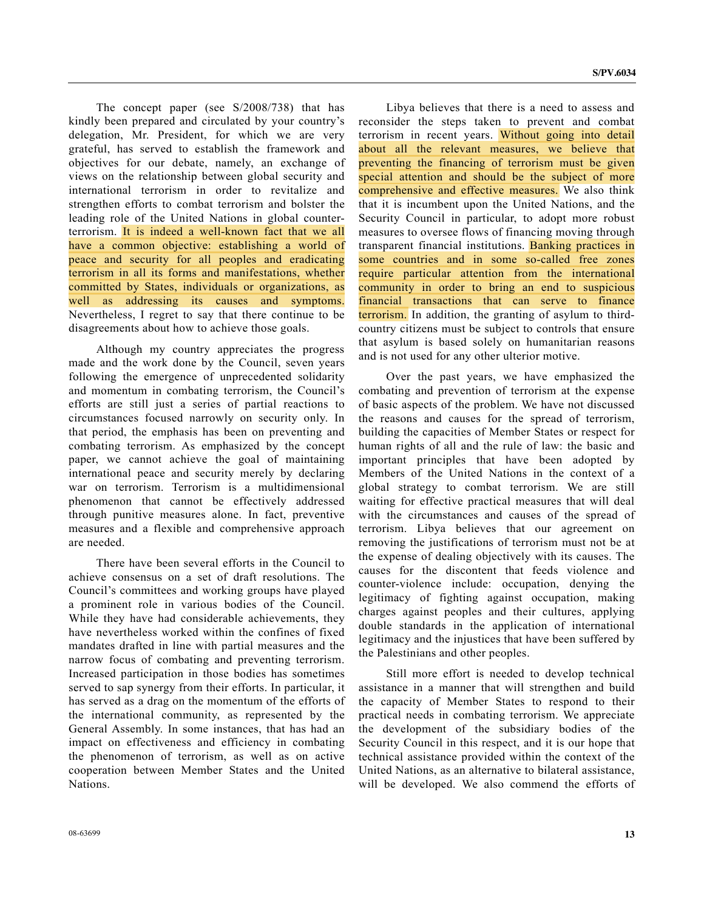The concept paper (see S/2008/738) that has kindly been prepared and circulated by your country's delegation, Mr. President, for which we are very grateful, has served to establish the framework and objectives for our debate, namely, an exchange of views on the relationship between global security and international terrorism in order to revitalize and strengthen efforts to combat terrorism and bolster the leading role of the United Nations in global counter-terrorism. It is indeed a well-known fact that we all have a common objective: establishing a world of peace and security for all peoples and eradicating terrorism in all its forms and manifestations, whether committed by States, individuals or organizations, as well as addressing its causes and symptoms. Nevertheless, I regret to say that there continue to be disagreements about how to achieve those goals.

Although my country appreciates the progress made and the work done by the Council, seven years following the emergence of unprecedented solidarity and momentum in combating terrorism, the Council's efforts are still just a series of partial reactions to circumstances focused narrowly on security only. In that period, the emphasis has been on preventing and combating terrorism. As emphasized by the concept paper, we cannot achieve the goal of maintaining international peace and security merely by declaring war on terrorism. Terrorism is a multidimensional phenomenon that cannot be effectively addressed through punitive measures alone. In fact, preventive measures and a flexible and comprehensive approach are needed.

There have been several efforts in the Council to achieve consensus on a set of draft resolutions. The Council's committees and working groups have played a prominent role in various bodies of the Council. While they have had considerable achievements, they have nevertheless worked within the confines of fixed mandates drafted in line with partial measures and the narrow focus of combating and preventing terrorism. Increased participation in those bodies has sometimes served to sap synergy from their efforts. In particular, it has served as a drag on the momentum of the efforts of the international community, as represented by the General Assembly. In some instances, that has had an impact on effectiveness and efficiency in combating the phenomenon of terrorism, as well as on active cooperation between Member States and the United Nations.

Libya believes that there is a need to assess and reconsider the steps taken to prevent and combat terrorism in recent years. Without going into detail about all the relevant measures, we believe that preventing the financing of terrorism must be given special attention and should be the subject of more comprehensive and effective measures. We also think that it is incumbent upon the United Nations, and the Security Council in particular, to adopt more robust measures to oversee flows of financing moving through transparent financial institutions. Banking practices in some countries and in some so-called free zones require particular attention from the international community in order to bring an end to suspicious financial transactions that can serve to finance terrorism. In addition, the granting of asylum to third-country citizens must be subject to controls that ensure that asylum is based solely on humanitarian reasons and is not used for any other ulterior motive.

Over the past years, we have emphasized the combating and prevention of terrorism at the expense of basic aspects of the problem. We have not discussed the reasons and causes for the spread of terrorism, building the capacities of Member States or respect for human rights of all and the rule of law: the basic and important principles that have been adopted by Members of the United Nations in the context of a global strategy to combat terrorism. We are still waiting for effective practical measures that will deal with the circumstances and causes of the spread of terrorism. Libya believes that our agreement on removing the justifications of terrorism must not be at the expense of dealing objectively with its causes. The causes for the discontent that feeds violence and counter-violence include: occupation, denying the legitimacy of fighting against occupation, making charges against peoples and their cultures, applying double standards in the application of international legitimacy and the injustices that have been suffered by the Palestinians and other peoples.

Still more effort is needed to develop technical assistance in a manner that will strengthen and build the capacity of Member States to respond to their practical needs in combating terrorism. We appreciate the development of the subsidiary bodies of the Security Council in this respect, and it is our hope that technical assistance provided within the context of the United Nations, as an alternative to bilateral assistance, will be developed. We also commend the efforts of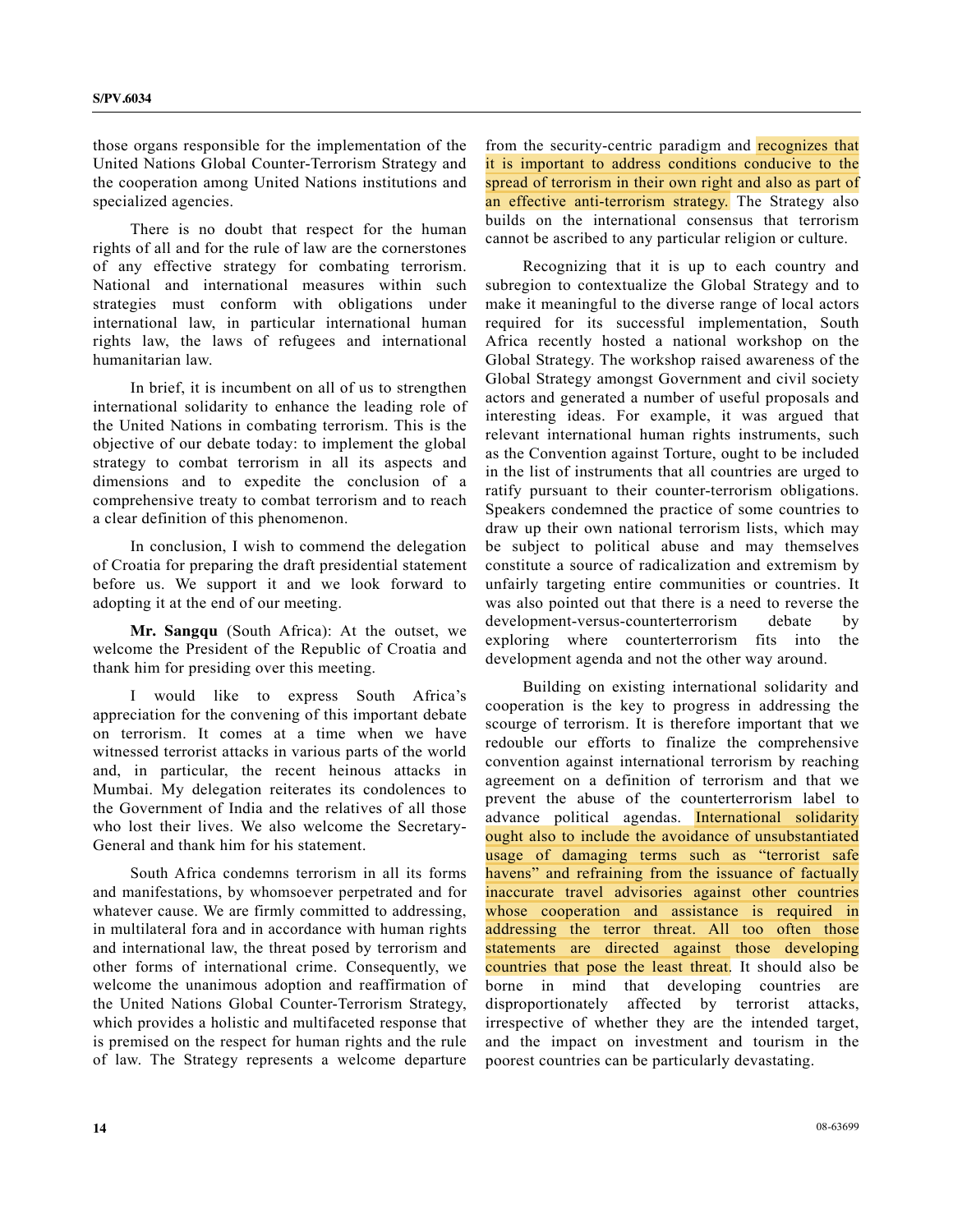those organs responsible for the implementation of the United Nations Global Counter-Terrorism Strategy and the cooperation among United Nations institutions and specialized agencies.

There is no doubt that respect for the human rights of all and for the rule of law are the cornerstones of any effective strategy for combating terrorism. National and international measures within such strategies must conform with obligations under international law, in particular international human rights law, the laws of refugees and international humanitarian law.

In brief, it is incumbent on all of us to strengthen international solidarity to enhance the leading role of the United Nations in combating terrorism. This is the objective of our debate today: to implement the global strategy to combat terrorism in all its aspects and dimensions and to expedite the conclusion of a comprehensive treaty to combat terrorism and to reach a clear definition of this phenomenon.

In conclusion, I wish to commend the delegation of Croatia for preparing the draft presidential statement before us. We support it and we look forward to adopting it at the end of our meeting.

**Mr. Sangqu** (South Africa): At the outset, we welcome the President of the Republic of Croatia and thank him for presiding over this meeting.

I would like to express South Africa's appreciation for the convening of this important debate on terrorism. It comes at a time when we have witnessed terrorist attacks in various parts of the world and, in particular, the recent heinous attacks in Mumbai. My delegation reiterates its condolences to the Government of India and the relatives of all those who lost their lives. We also welcome the Secretary-General and thank him for his statement.

South Africa condemns terrorism in all its forms and manifestations, by whomsoever perpetrated and for whatever cause. We are firmly committed to addressing, in multilateral fora and in accordance with human rights and international law, the threat posed by terrorism and other forms of international crime. Consequently, we welcome the unanimous adoption and reaffirmation of the United Nations Global Counter-Terrorism Strategy, which provides a holistic and multifaceted response that is premised on the respect for human rights and the rule of law. The Strategy represents a welcome departure from the security-centric paradigm and recognizes that it is important to address conditions conducive to the spread of terrorism in their own right and also as part of an effective anti-terrorism strategy. The Strategy also builds on the international consensus that terrorism cannot be ascribed to any particular religion or culture.

Recognizing that it is up to each country and subregion to contextualize the Global Strategy and to make it meaningful to the diverse range of local actors required for its successful implementation, South Africa recently hosted a national workshop on the Global Strategy. The workshop raised awareness of the Global Strategy amongst Government and civil society actors and generated a number of useful proposals and interesting ideas. For example, it was argued that relevant international human rights instruments, such as the Convention against Torture, ought to be included in the list of instruments that all countries are urged to ratify pursuant to their counter-terrorism obligations. Speakers condemned the practice of some countries to draw up their own national terrorism lists, which may be subject to political abuse and may themselves constitute a source of radicalization and extremism by unfairly targeting entire communities or countries. It was also pointed out that there is a need to reverse the development-versus-counterterrorism debate by exploring where counterterrorism fits into the development agenda and not the other way around.

Building on existing international solidarity and cooperation is the key to progress in addressing the scourge of terrorism. It is therefore important that we redouble our efforts to finalize the comprehensive convention against international terrorism by reaching agreement on a definition of terrorism and that we prevent the abuse of the counterterrorism label to advance political agendas. International solidarity ought also to include the avoidance of unsubstantiated usage of damaging terms such as "terrorist safe havens" and refraining from the issuance of factually inaccurate travel advisories against other countries whose cooperation and assistance is required in addressing the terror threat. All too often those statements are directed against those developing countries that pose the least threat. It should also be borne in mind that developing countries are disproportionately affected by terrorist attacks, irrespective of whether they are the intended target, and the impact on investment and tourism in the poorest countries can be particularly devastating.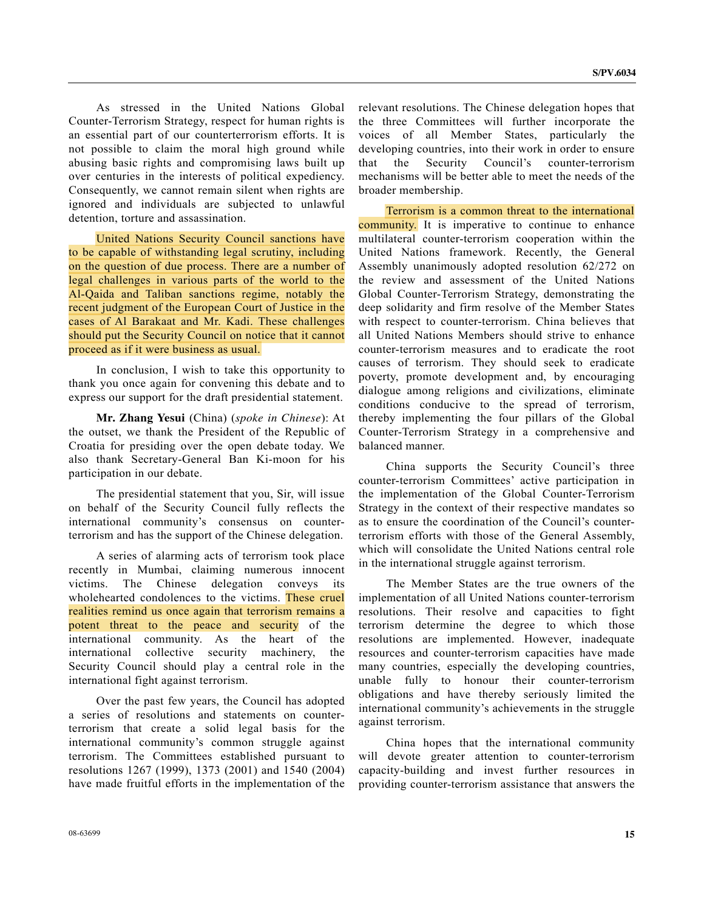As stressed in the United Nations Global Counter-Terrorism Strategy, respect for human rights is an essential part of our counterterrorism efforts. It is not possible to claim the moral high ground while abusing basic rights and compromising laws built up over centuries in the interests of political expediency. Consequently, we cannot remain silent when rights are ignored and individuals are subjected to unlawful detention, torture and assassination.

United Nations Security Council sanctions have to be capable of withstanding legal scrutiny, including on the question of due process. There are a number of legal challenges in various parts of the world to the Al-Qaida and Taliban sanctions regime, notably the recent judgment of the European Court of Justice in the cases of Al Barakaat and Mr. Kadi. These challenges should put the Security Council on notice that it cannot proceed as if it were business as usual.

In conclusion, I wish to take this opportunity to thank you once again for convening this debate and to express our support for the draft presidential statement.

**Mr. Zhang Yesui** (China) (*spoke in Chinese*): At the outset, we thank the President of the Republic of Croatia for presiding over the open debate today. We also thank Secretary-General Ban Ki-moon for his participation in our debate.

The presidential statement that you, Sir, will issue on behalf of the Security Council fully reflects the international community's consensus on counter-terrorism and has the support of the Chinese delegation.

A series of alarming acts of terrorism took place recently in Mumbai, claiming numerous innocent victims. The Chinese delegation conveys its wholehearted condolences to the victims. These cruel realities remind us once again that terrorism remains a potent threat to the peace and security of the international community. As the heart of the international collective security machinery, the Security Council should play a central role in the international fight against terrorism.

Over the past few years, the Council has adopted a series of resolutions and statements on counter-terrorism that create a solid legal basis for the international community's common struggle against terrorism. The Committees established pursuant to resolutions 1267 (1999), 1373 (2001) and 1540 (2004) have made fruitful efforts in the implementation of the relevant resolutions. The Chinese delegation hopes that the three Committees will further incorporate the voices of all Member States, particularly the developing countries, into their work in order to ensure that the Security Council's counter-terrorism mechanisms will be better able to meet the needs of the broader membership.

Terrorism is a common threat to the international community. It is imperative to continue to enhance multilateral counter-terrorism cooperation within the United Nations framework. Recently, the General Assembly unanimously adopted resolution 62/272 on the review and assessment of the United Nations Global Counter-Terrorism Strategy, demonstrating the deep solidarity and firm resolve of the Member States with respect to counter-terrorism. China believes that all United Nations Members should strive to enhance counter-terrorism measures and to eradicate the root causes of terrorism. They should seek to eradicate poverty, promote development and, by encouraging dialogue among religions and civilizations, eliminate conditions conducive to the spread of terrorism, thereby implementing the four pillars of the Global Counter-Terrorism Strategy in a comprehensive and balanced manner.

China supports the Security Council's three counter-terrorism Committees' active participation in the implementation of the Global Counter-Terrorism Strategy in the context of their respective mandates so as to ensure the coordination of the Council's counter-terrorism efforts with those of the General Assembly, which will consolidate the United Nations central role in the international struggle against terrorism.

The Member States are the true owners of the implementation of all United Nations counter-terrorism resolutions. Their resolve and capacities to fight terrorism determine the degree to which those resolutions are implemented. However, inadequate resources and counter-terrorism capacities have made many countries, especially the developing countries, unable fully to honour their counter-terrorism obligations and have thereby seriously limited the international community's achievements in the struggle against terrorism.

China hopes that the international community will devote greater attention to counter-terrorism capacity-building and invest further resources in providing counter-terrorism assistance that answers the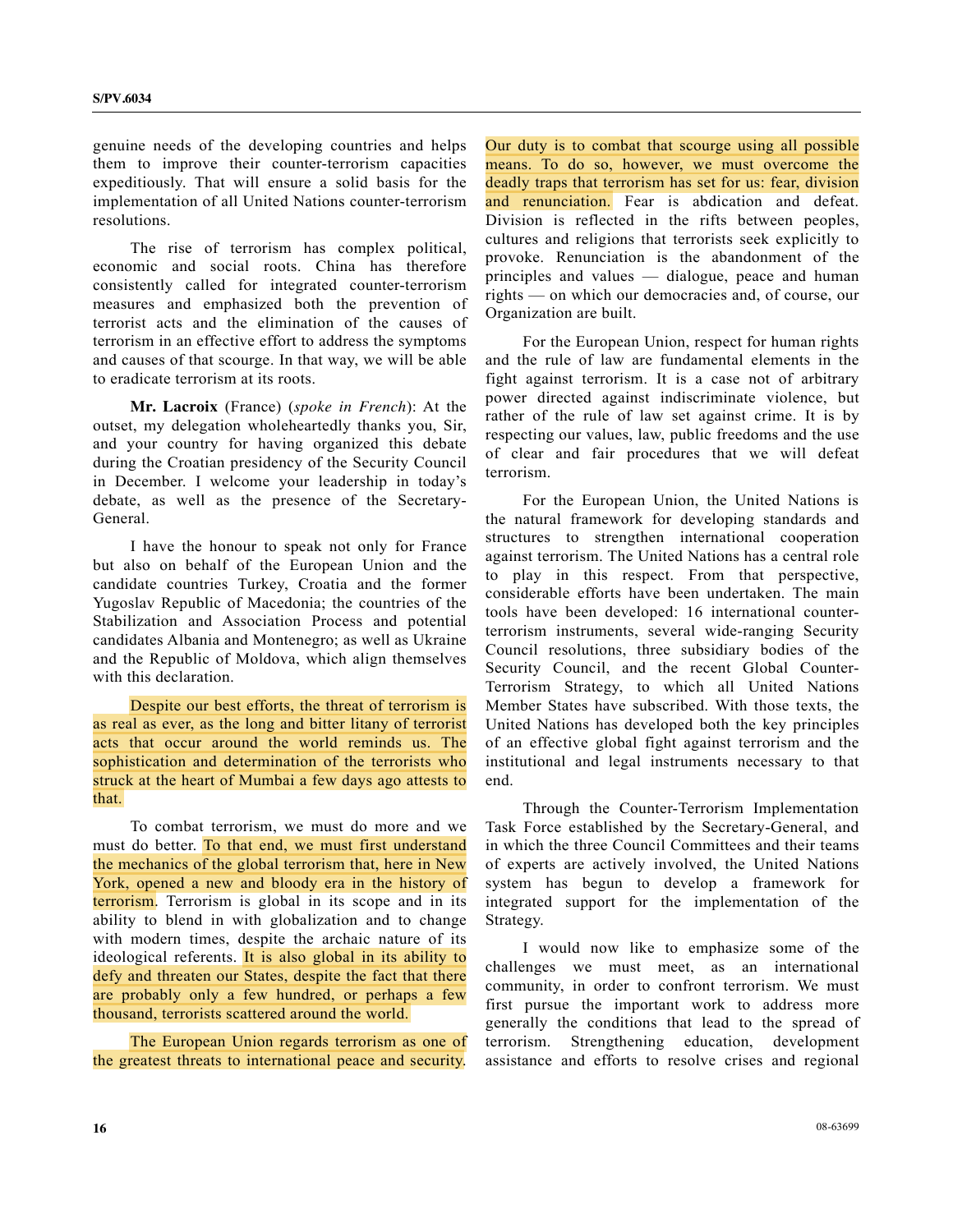genuine needs of the developing countries and helps them to improve their counter-terrorism capacities expeditiously. That will ensure a solid basis for the implementation of all United Nations counter-terrorism resolutions.

The rise of terrorism has complex political, economic and social roots. China has therefore consistently called for integrated counter-terrorism measures and emphasized both the prevention of terrorist acts and the elimination of the causes of terrorism in an effective effort to address the symptoms and causes of that scourge. In that way, we will be able to eradicate terrorism at its roots.

**Mr. Lacroix** (France) (*spoke in French*): At the outset, my delegation wholeheartedly thanks you, Sir, and your country for having organized this debate during the Croatian presidency of the Security Council in December. I welcome your leadership in today's debate, as well as the presence of the Secretary-General.

I have the honour to speak not only for France but also on behalf of the European Union and the candidate countries Turkey, Croatia and the former Yugoslav Republic of Macedonia; the countries of the Stabilization and Association Process and potential candidates Albania and Montenegro; as well as Ukraine and the Republic of Moldova, which align themselves with this declaration.

Despite our best efforts, the threat of terrorism is as real as ever, as the long and bitter litany of terrorist acts that occur around the world reminds us. The sophistication and determination of the terrorists who struck at the heart of Mumbai a few days ago attests to that.

To combat terrorism, we must do more and we must do better. To that end, we must first understand the mechanics of the global terrorism that, here in New York, opened a new and bloody era in the history of terrorism. Terrorism is global in its scope and in its ability to blend in with globalization and to change with modern times, despite the archaic nature of its ideological referents. It is also global in its ability to defy and threaten our States, despite the fact that there are probably only a few hundred, or perhaps a few thousand, terrorists scattered around the world.

The European Union regards terrorism as one of the greatest threats to international peace and security. Our duty is to combat that scourge using all possible means. To do so, however, we must overcome the deadly traps that terrorism has set for us: fear, division and renunciation. Fear is abdication and defeat. Division is reflected in the rifts between peoples, cultures and religions that terrorists seek explicitly to provoke. Renunciation is the abandonment of the principles and values — dialogue, peace and human rights — on which our democracies and, of course, our Organization are built.

For the European Union, respect for human rights and the rule of law are fundamental elements in the fight against terrorism. It is a case not of arbitrary power directed against indiscriminate violence, but rather of the rule of law set against crime. It is by respecting our values, law, public freedoms and the use of clear and fair procedures that we will defeat terrorism.

For the European Union, the United Nations is the natural framework for developing standards and structures to strengthen international cooperation against terrorism. The United Nations has a central role to play in this respect. From that perspective, considerable efforts have been undertaken. The main tools have been developed: 16 international counter-terrorism instruments, several wide-ranging Security Council resolutions, three subsidiary bodies of the Security Council, and the recent Global Counter-Terrorism Strategy, to which all United Nations Member States have subscribed. With those texts, the United Nations has developed both the key principles of an effective global fight against terrorism and the institutional and legal instruments necessary to that end.

Through the Counter-Terrorism Implementation Task Force established by the Secretary-General, and in which the three Council Committees and their teams of experts are actively involved, the United Nations system has begun to develop a framework for integrated support for the implementation of the Strategy.

I would now like to emphasize some of the challenges we must meet, as an international community, in order to confront terrorism. We must first pursue the important work to address more generally the conditions that lead to the spread of terrorism. Strengthening education, development assistance and efforts to resolve crises and regional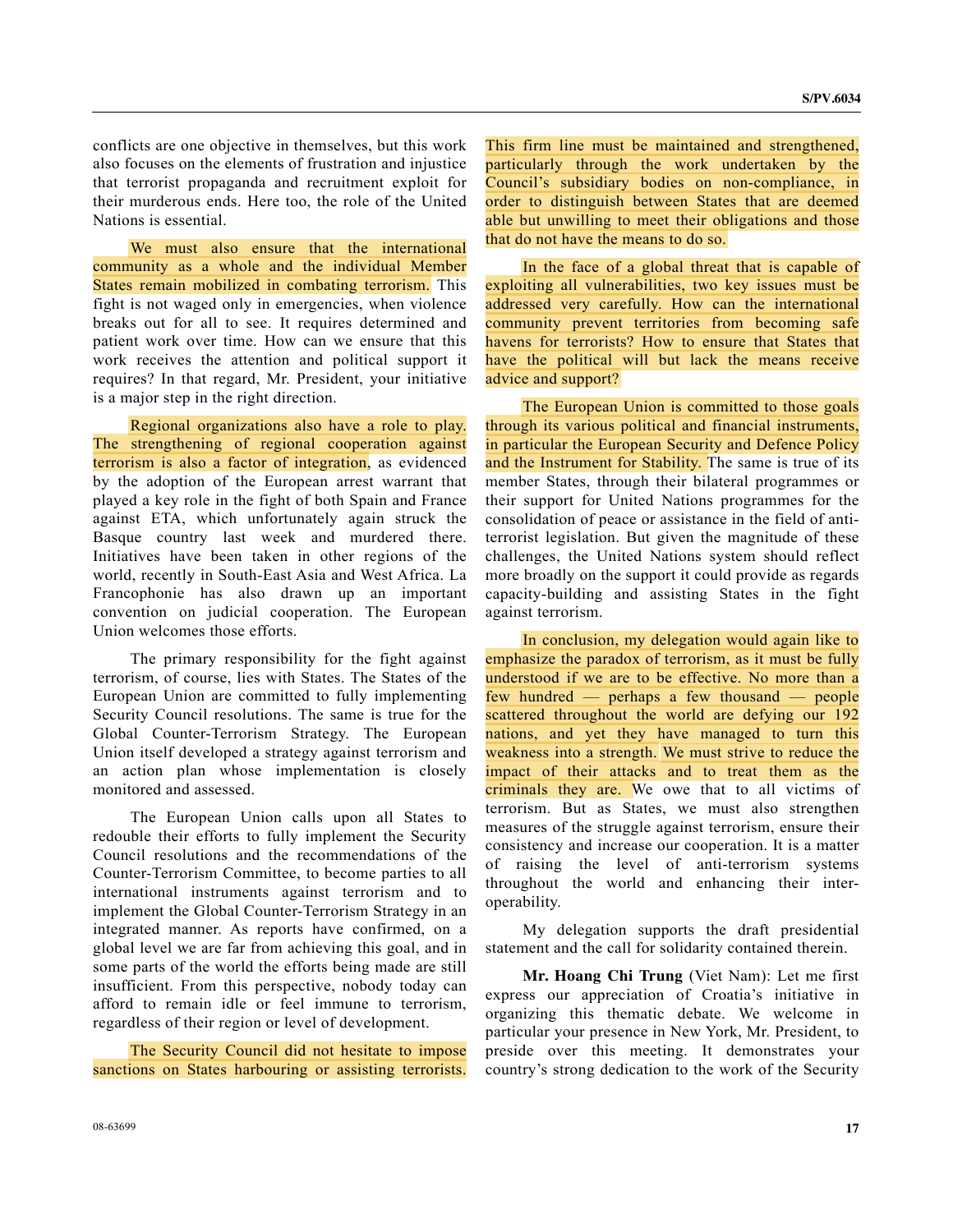conflicts are one objective in themselves, but this work also focuses on the elements of frustration and injustice that terrorist propaganda and recruitment exploit for their murderous ends. Here too, the role of the United Nations is essential.

We must also ensure that the international community as a whole and the individual Member States remain mobilized in combating terrorism. This fight is not waged only in emergencies, when violence breaks out for all to see. It requires determined and patient work over time. How can we ensure that this work receives the attention and political support it requires? In that regard, Mr. President, your initiative is a major step in the right direction.

Regional organizations also have a role to play. The strengthening of regional cooperation against terrorism is also a factor of integration, as evidenced by the adoption of the European arrest warrant that played a key role in the fight of both Spain and France against ETA, which unfortunately again struck the Basque country last week and murdered there. Initiatives have been taken in other regions of the world, recently in South-East Asia and West Africa. La Francophonie has also drawn up an important convention on judicial cooperation. The European Union welcomes those efforts.

The primary responsibility for the fight against terrorism, of course, lies with States. The States of the European Union are committed to fully implementing Security Council resolutions. The same is true for the Global Counter-Terrorism Strategy. The European Union itself developed a strategy against terrorism and an action plan whose implementation is closely monitored and assessed.

The European Union calls upon all States to redouble their efforts to fully implement the Security Council resolutions and the recommendations of the Counter-Terrorism Committee, to become parties to all international instruments against terrorism and to implement the Global Counter-Terrorism Strategy in an integrated manner. As reports have confirmed, on a global level we are far from achieving this goal, and in some parts of the world the efforts being made are still insufficient. From this perspective, nobody today can afford to remain idle or feel immune to terrorism, regardless of their region or level of development.

The Security Council did not hesitate to impose sanctions on States harbouring or assisting terrorists. This firm line must be maintained and strengthened, particularly through the work undertaken by the Council's subsidiary bodies on non-compliance, in order to distinguish between States that are deemed able but unwilling to meet their obligations and those that do not have the means to do so.

In the face of a global threat that is capable of exploiting all vulnerabilities, two key issues must be addressed very carefully. How can the international community prevent territories from becoming safe havens for terrorists? How to ensure that States that have the political will but lack the means receive advice and support?

The European Union is committed to those goals through its various political and financial instruments, in particular the European Security and Defence Policy and the Instrument for Stability. The same is true of its member States, through their bilateral programmes or their support for United Nations programmes for the consolidation of peace or assistance in the field of anti-terrorist legislation. But given the magnitude of these challenges, the United Nations system should reflect more broadly on the support it could provide as regards capacity-building and assisting States in the fight against terrorism.

In conclusion, my delegation would again like to emphasize the paradox of terrorism, as it must be fully understood if we are to be effective. No more than a few hundred — perhaps a few thousand — people scattered throughout the world are defying our 192 nations, and yet they have managed to turn this weakness into a strength. We must strive to reduce the impact of their attacks and to treat them as the criminals they are. We owe that to all victims of terrorism. But as States, we must also strengthen measures of the struggle against terrorism, ensure their consistency and increase our cooperation. It is a matter of raising the level of anti-terrorism systems throughout the world and enhancing their inter-operability.

My delegation supports the draft presidential statement and the call for solidarity contained therein.

**Mr. Hoang Chi Trung** (Viet Nam): Let me first express our appreciation of Croatia's initiative in organizing this thematic debate. We welcome in particular your presence in New York, Mr. President, to preside over this meeting. It demonstrates your country's strong dedication to the work of the Security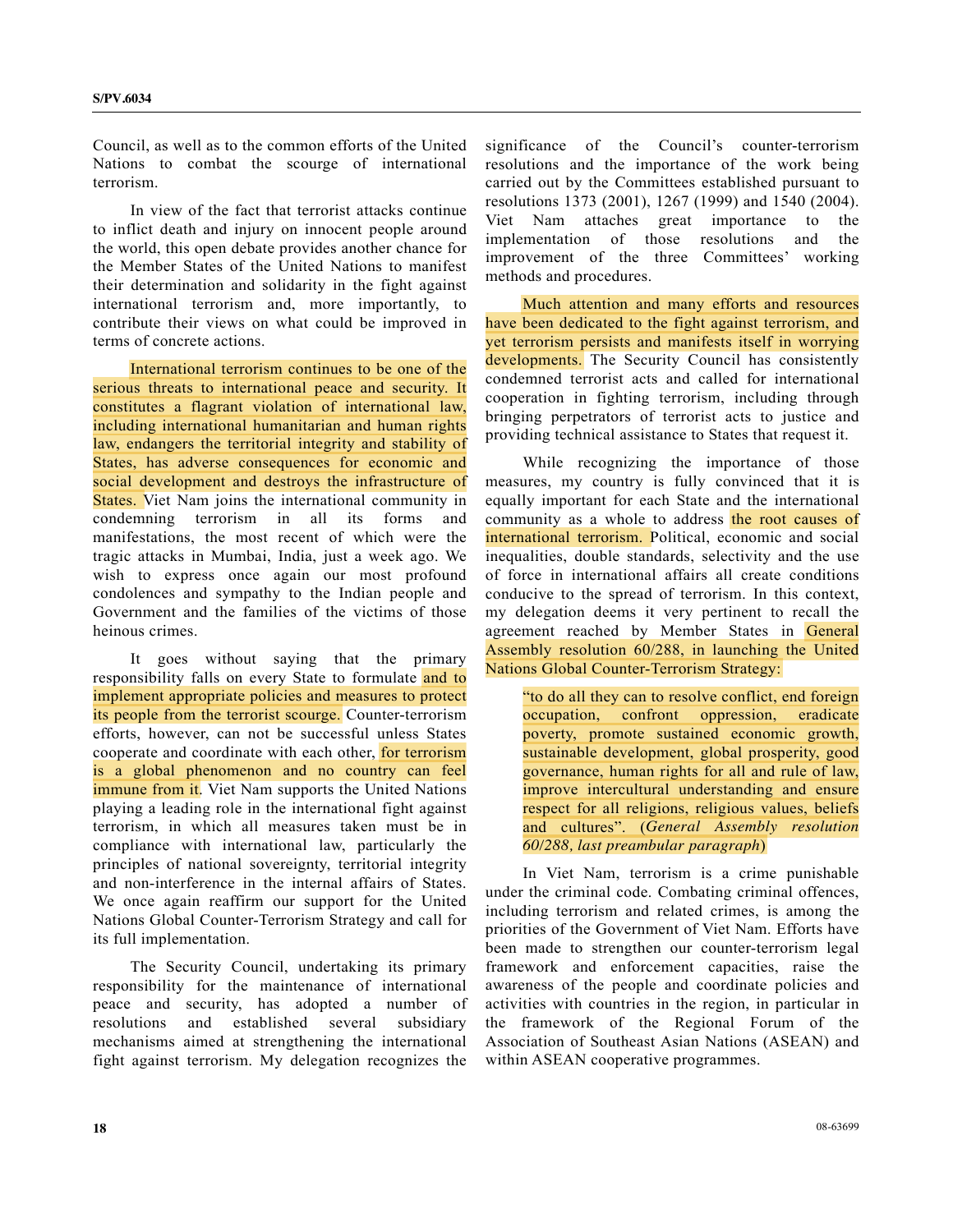Council, as well as to the common efforts of the United Nations to combat the scourge of international terrorism.

In view of the fact that terrorist attacks continue to inflict death and injury on innocent people around the world, this open debate provides another chance for the Member States of the United Nations to manifest their determination and solidarity in the fight against international terrorism and, more importantly, to contribute their views on what could be improved in terms of concrete actions.

International terrorism continues to be one of the serious threats to international peace and security. It constitutes a flagrant violation of international law, including international humanitarian and human rights law, endangers the territorial integrity and stability of States, has adverse consequences for economic and social development and destroys the infrastructure of States. Viet Nam joins the international community in condemning terrorism in all its forms and manifestations, the most recent of which were the tragic attacks in Mumbai, India, just a week ago. We wish to express once again our most profound condolences and sympathy to the Indian people and Government and the families of the victims of those heinous crimes.

It goes without saying that the primary responsibility falls on every State to formulate and to implement appropriate policies and measures to protect its people from the terrorist scourge. Counter-terrorism efforts, however, can not be successful unless States cooperate and coordinate with each other, for terrorism is a global phenomenon and no country can feel immune from it. Viet Nam supports the United Nations playing a leading role in the international fight against terrorism, in which all measures taken must be in compliance with international law, particularly the principles of national sovereignty, territorial integrity and non-interference in the internal affairs of States. We once again reaffirm our support for the United Nations Global Counter-Terrorism Strategy and call for its full implementation.

The Security Council, undertaking its primary responsibility for the maintenance of international peace and security, has adopted a number of resolutions and established several subsidiary mechanisms aimed at strengthening the international fight against terrorism. My delegation recognizes the significance of the Council's counter-terrorism resolutions and the importance of the work being carried out by the Committees established pursuant to resolutions 1373 (2001), 1267 (1999) and 1540 (2004). Viet Nam attaches great importance to the implementation of those resolutions and the improvement of the three Committees' working methods and procedures.

Much attention and many efforts and resources have been dedicated to the fight against terrorism, and yet terrorism persists and manifests itself in worrying developments. The Security Council has consistently condemned terrorist acts and called for international cooperation in fighting terrorism, including through bringing perpetrators of terrorist acts to justice and providing technical assistance to States that request it.

While recognizing the importance of those measures, my country is fully convinced that it is equally important for each State and the international community as a whole to address the root causes of international terrorism. Political, economic and social inequalities, double standards, selectivity and the use of force in international affairs all create conditions conducive to the spread of terrorism. In this context, my delegation deems it very pertinent to recall the agreement reached by Member States in General Assembly resolution 60/288, in launching the United Nations Global Counter-Terrorism Strategy:

> "to do all they can to resolve conflict, end foreign occupation, confront oppression, eradicate poverty, promote sustained economic growth, sustainable development, global prosperity, good governance, human rights for all and rule of law, improve intercultural understanding and ensure respect for all religions, religious values, beliefs and cultures". (*General Assembly resolution 60/288, last preambular paragraph*)

In Viet Nam, terrorism is a crime punishable under the criminal code. Combating criminal offences, including terrorism and related crimes, is among the priorities of the Government of Viet Nam. Efforts have been made to strengthen our counter-terrorism legal framework and enforcement capacities, raise the awareness of the people and coordinate policies and activities with countries in the region, in particular in the framework of the Regional Forum of the Association of Southeast Asian Nations (ASEAN) and within ASEAN cooperative programmes.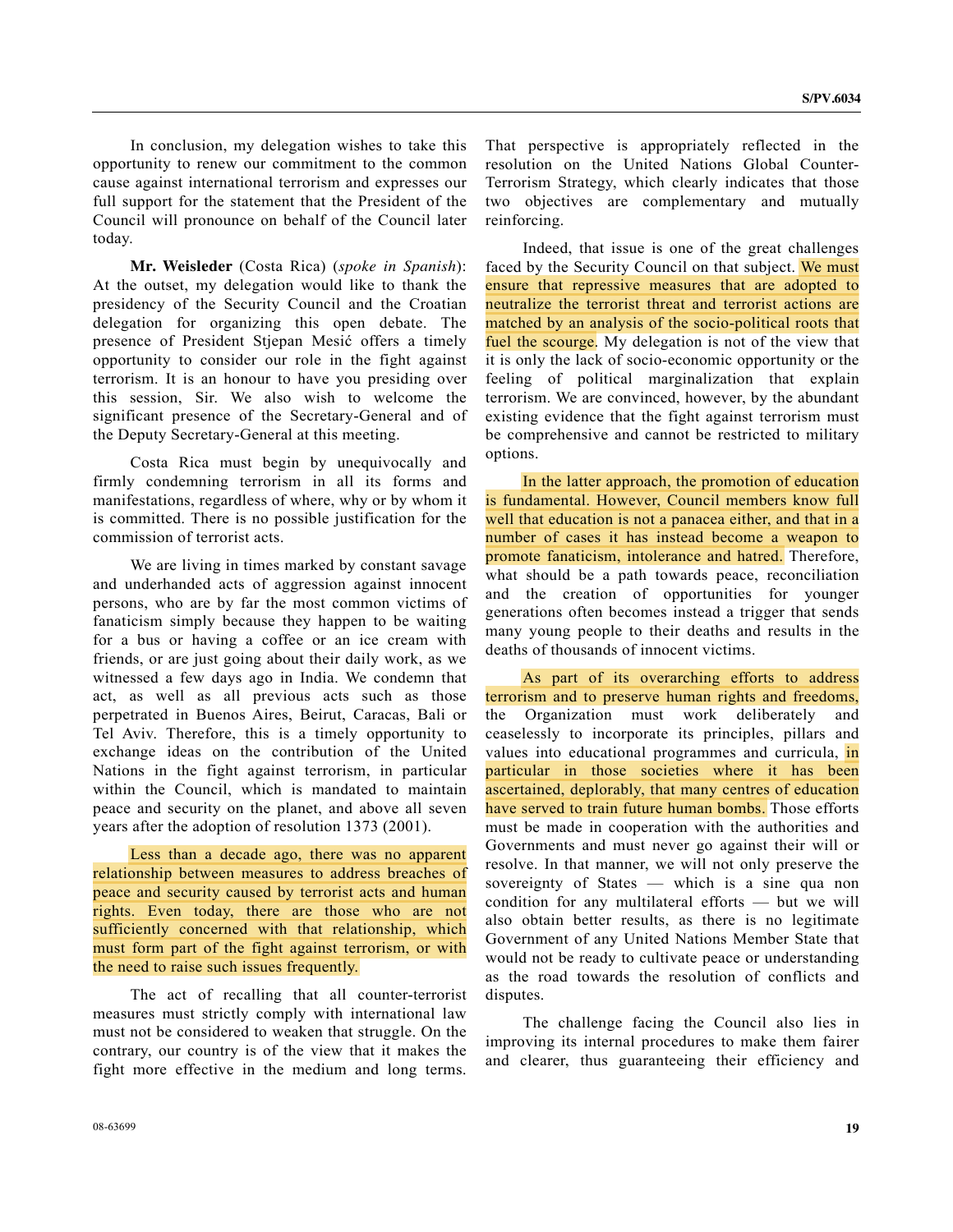In conclusion, my delegation wishes to take this opportunity to renew our commitment to the common cause against international terrorism and expresses our full support for the statement that the President of the Council will pronounce on behalf of the Council later today.

**Mr. Weisleder** (Costa Rica) (*spoke in Spanish*): At the outset, my delegation would like to thank the presidency of the Security Council and the Croatian delegation for organizing this open debate. The presence of President Stjepan Mesić offers a timely opportunity to consider our role in the fight against terrorism. It is an honour to have you presiding over this session, Sir. We also wish to welcome the significant presence of the Secretary-General and of the Deputy Secretary-General at this meeting.

Costa Rica must begin by unequivocally and firmly condemning terrorism in all its forms and manifestations, regardless of where, why or by whom it is committed. There is no possible justification for the commission of terrorist acts.

We are living in times marked by constant savage and underhanded acts of aggression against innocent persons, who are by far the most common victims of fanaticism simply because they happen to be waiting for a bus or having a coffee or an ice cream with friends, or are just going about their daily work, as we witnessed a few days ago in India. We condemn that act, as well as all previous acts such as those perpetrated in Buenos Aires, Beirut, Caracas, Bali or Tel Aviv. Therefore, this is a timely opportunity to exchange ideas on the contribution of the United Nations in the fight against terrorism, in particular within the Council, which is mandated to maintain peace and security on the planet, and above all seven years after the adoption of resolution 1373 (2001).

Less than a decade ago, there was no apparent relationship between measures to address breaches of peace and security caused by terrorist acts and human rights. Even today, there are those who are not sufficiently concerned with that relationship, which must form part of the fight against terrorism, or with the need to raise such issues frequently.

The act of recalling that all counter-terrorist measures must strictly comply with international law must not be considered to weaken that struggle. On the contrary, our country is of the view that it makes the fight more effective in the medium and long terms. That perspective is appropriately reflected in the resolution on the United Nations Global Counter-Terrorism Strategy, which clearly indicates that those two objectives are complementary and mutually reinforcing.

Indeed, that issue is one of the great challenges faced by the Security Council on that subject. We must ensure that repressive measures that are adopted to neutralize the terrorist threat and terrorist actions are matched by an analysis of the socio-political roots that fuel the scourge. My delegation is not of the view that it is only the lack of socio-economic opportunity or the feeling of political marginalization that explain terrorism. We are convinced, however, by the abundant existing evidence that the fight against terrorism must be comprehensive and cannot be restricted to military options.

In the latter approach, the promotion of education is fundamental. However, Council members know full well that education is not a panacea either, and that in a number of cases it has instead become a weapon to promote fanaticism, intolerance and hatred. Therefore, what should be a path towards peace, reconciliation and the creation of opportunities for younger generations often becomes instead a trigger that sends many young people to their deaths and results in the deaths of thousands of innocent victims.

As part of its overarching efforts to address terrorism and to preserve human rights and freedoms, the Organization must work deliberately and ceaselessly to incorporate its principles, pillars and values into educational programmes and curricula, in particular in those societies where it has been ascertained, deplorably, that many centres of education have served to train future human bombs. Those efforts must be made in cooperation with the authorities and Governments and must never go against their will or resolve. In that manner, we will not only preserve the sovereignty of States — which is a sine qua non condition for any multilateral efforts — but we will also obtain better results, as there is no legitimate Government of any United Nations Member State that would not be ready to cultivate peace or understanding as the road towards the resolution of conflicts and disputes.

The challenge facing the Council also lies in improving its internal procedures to make them fairer and clearer, thus guaranteeing their efficiency and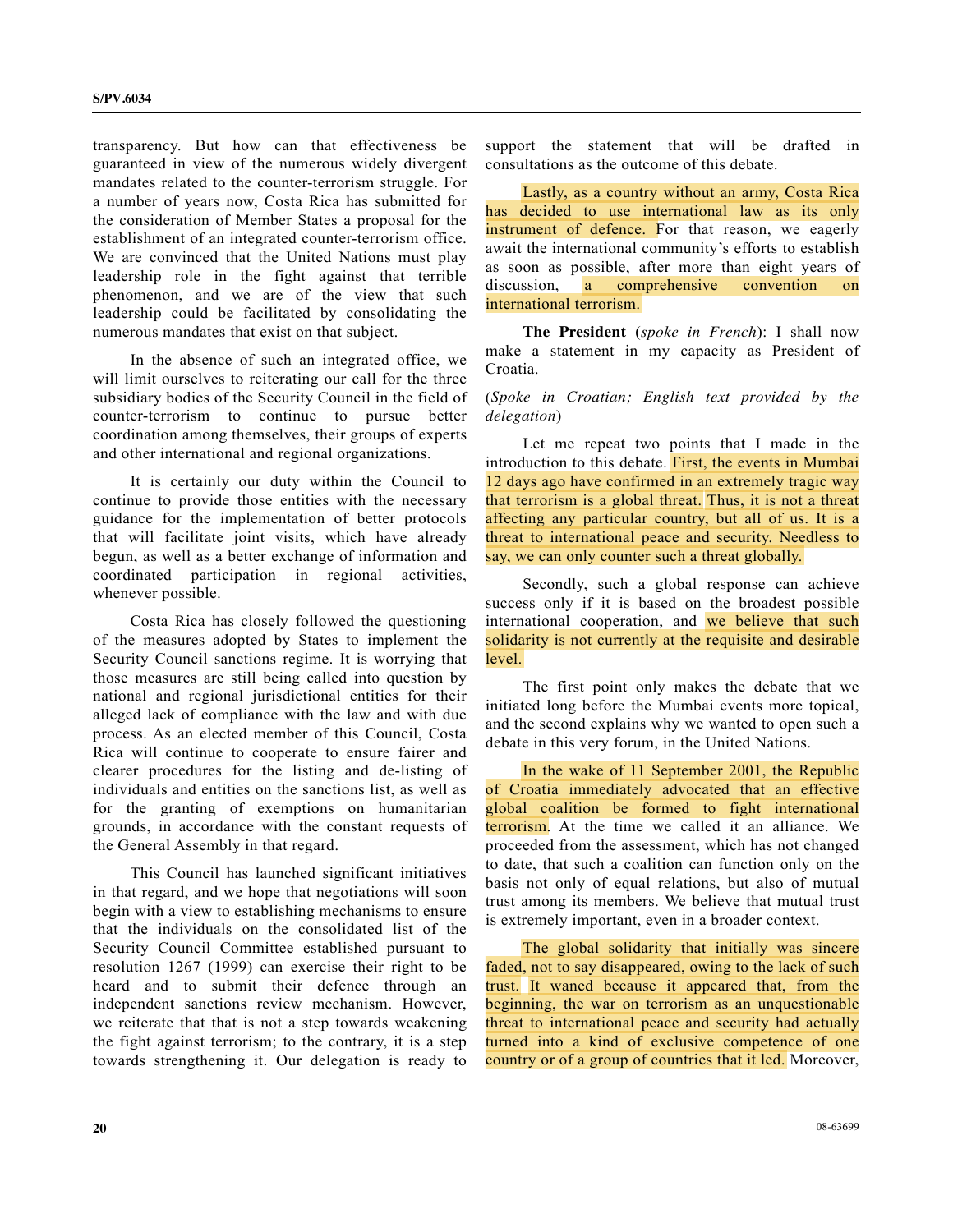transparency. But how can that effectiveness be guaranteed in view of the numerous widely divergent mandates related to the counter-terrorism struggle. For a number of years now, Costa Rica has submitted for the consideration of Member States a proposal for the establishment of an integrated counter-terrorism office. We are convinced that the United Nations must play leadership role in the fight against that terrible phenomenon, and we are of the view that such leadership could be facilitated by consolidating the numerous mandates that exist on that subject.

In the absence of such an integrated office, we will limit ourselves to reiterating our call for the three subsidiary bodies of the Security Council in the field of counter-terrorism to continue to pursue better coordination among themselves, their groups of experts and other international and regional organizations.

It is certainly our duty within the Council to continue to provide those entities with the necessary guidance for the implementation of better protocols that will facilitate joint visits, which have already begun, as well as a better exchange of information and coordinated participation in regional activities, whenever possible.

Costa Rica has closely followed the questioning of the measures adopted by States to implement the Security Council sanctions regime. It is worrying that those measures are still being called into question by national and regional jurisdictional entities for their alleged lack of compliance with the law and with due process. As an elected member of this Council, Costa Rica will continue to cooperate to ensure fairer and clearer procedures for the listing and de-listing of individuals and entities on the sanctions list, as well as for the granting of exemptions on humanitarian grounds, in accordance with the constant requests of the General Assembly in that regard.

This Council has launched significant initiatives in that regard, and we hope that negotiations will soon begin with a view to establishing mechanisms to ensure that the individuals on the consolidated list of the Security Council Committee established pursuant to resolution 1267 (1999) can exercise their right to be heard and to submit their defence through an independent sanctions review mechanism. However, we reiterate that that is not a step towards weakening the fight against terrorism; to the contrary, it is a step towards strengthening it. Our delegation is ready to support the statement that will be drafted in consultations as the outcome of this debate.

Lastly, as a country without an army, Costa Rica has decided to use international law as its only instrument of defence. For that reason, we eagerly await the international community's efforts to establish as soon as possible, after more than eight years of discussion, a comprehensive convention on international terrorism.

**The President** (*spoke in French*): I shall now make a statement in my capacity as President of Croatia.

(*Spoke in Croatian; English text provided by the delegation*)

Let me repeat two points that I made in the introduction to this debate. First, the events in Mumbai 12 days ago have confirmed in an extremely tragic way that terrorism is a global threat. Thus, it is not a threat affecting any particular country, but all of us. It is a threat to international peace and security. Needless to say, we can only counter such a threat globally.

Secondly, such a global response can achieve success only if it is based on the broadest possible international cooperation, and we believe that such solidarity is not currently at the requisite and desirable level.

The first point only makes the debate that we initiated long before the Mumbai events more topical, and the second explains why we wanted to open such a debate in this very forum, in the United Nations.

In the wake of 11 September 2001, the Republic of Croatia immediately advocated that an effective global coalition be formed to fight international terrorism. At the time we called it an alliance. We proceeded from the assessment, which has not changed to date, that such a coalition can function only on the basis not only of equal relations, but also of mutual trust among its members. We believe that mutual trust is extremely important, even in a broader context.

The global solidarity that initially was sincere faded, not to say disappeared, owing to the lack of such trust. It waned because it appeared that, from the beginning, the war on terrorism as an unquestionable threat to international peace and security had actually turned into a kind of exclusive competence of one country or of a group of countries that it led. Moreover,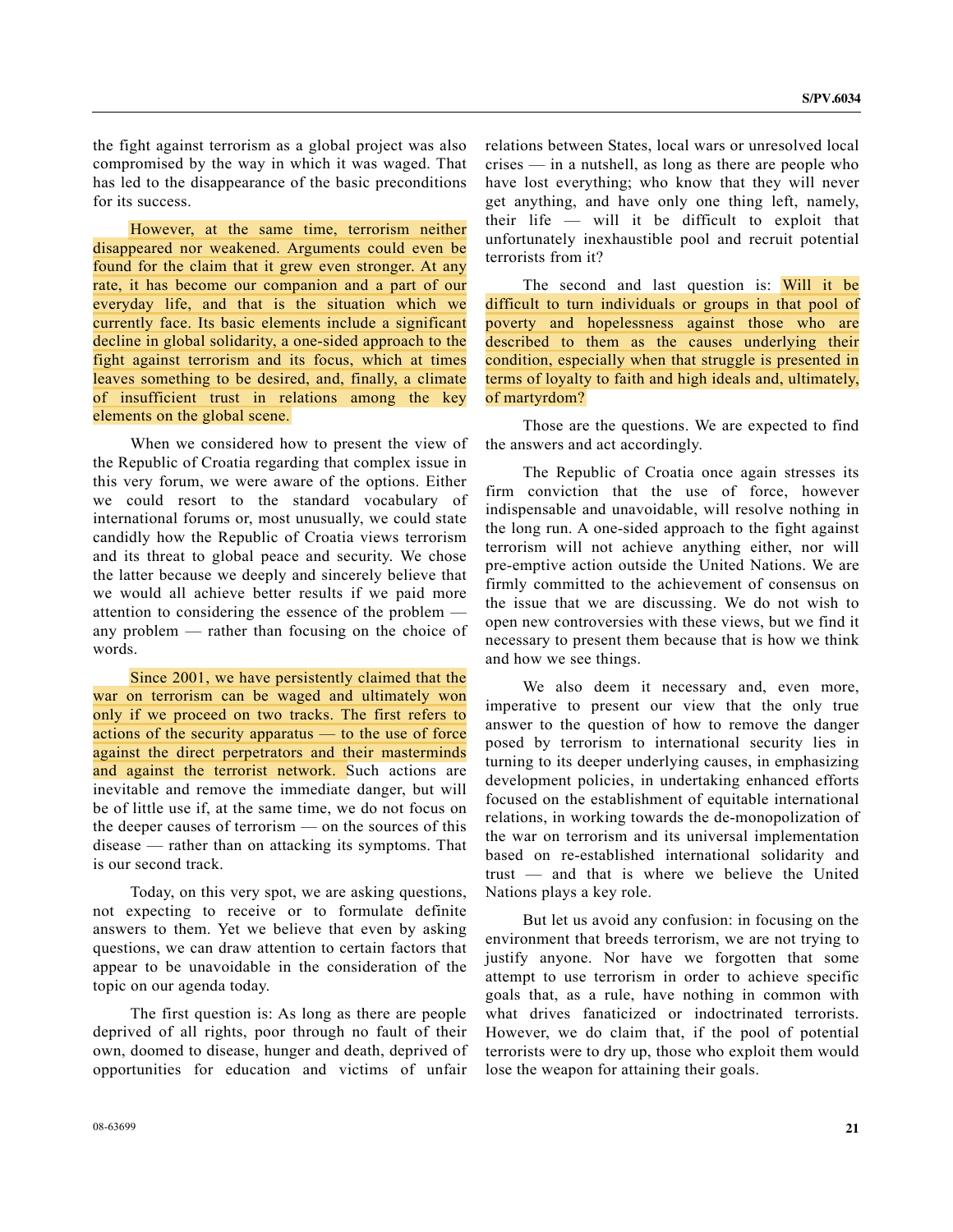the fight against terrorism as a global project was also compromised by the way in which it was waged. That has led to the disappearance of the basic preconditions for its success.

However, at the same time, terrorism neither disappeared nor weakened. Arguments could even be found for the claim that it grew even stronger. At any rate, it has become our companion and a part of our everyday life, and that is the situation which we currently face. Its basic elements include a significant decline in global solidarity, a one-sided approach to the fight against terrorism and its focus, which at times leaves something to be desired, and, finally, a climate of insufficient trust in relations among the key elements on the global scene.

When we considered how to present the view of the Republic of Croatia regarding that complex issue in this very forum, we were aware of the options. Either we could resort to the standard vocabulary of international forums or, most unusually, we could state candidly how the Republic of Croatia views terrorism and its threat to global peace and security. We chose the latter because we deeply and sincerely believe that we would all achieve better results if we paid more attention to considering the essence of the problem — any problem — rather than focusing on the choice of words.

Since 2001, we have persistently claimed that the war on terrorism can be waged and ultimately won only if we proceed on two tracks. The first refers to actions of the security apparatus — to the use of force against the direct perpetrators and their masterminds and against the terrorist network. Such actions are inevitable and remove the immediate danger, but will be of little use if, at the same time, we do not focus on the deeper causes of terrorism — on the sources of this disease — rather than on attacking its symptoms. That is our second track.

Today, on this very spot, we are asking questions, not expecting to receive or to formulate definite answers to them. Yet we believe that even by asking questions, we can draw attention to certain factors that appear to be unavoidable in the consideration of the topic on our agenda today.

The first question is: As long as there are people deprived of all rights, poor through no fault of their own, doomed to disease, hunger and death, deprived of opportunities for education and victims of unfair relations between States, local wars or unresolved local crises — in a nutshell, as long as there are people who have lost everything; who know that they will never get anything, and have only one thing left, namely, their life — will it be difficult to exploit that unfortunately inexhaustible pool and recruit potential terrorists from it?

The second and last question is: Will it be difficult to turn individuals or groups in that pool of poverty and hopelessness against those who are described to them as the causes underlying their condition, especially when that struggle is presented in terms of loyalty to faith and high ideals and, ultimately, of martyrdom?

Those are the questions. We are expected to find the answers and act accordingly.

The Republic of Croatia once again stresses its firm conviction that the use of force, however indispensable and unavoidable, will resolve nothing in the long run. A one-sided approach to the fight against terrorism will not achieve anything either, nor will pre-emptive action outside the United Nations. We are firmly committed to the achievement of consensus on the issue that we are discussing. We do not wish to open new controversies with these views, but we find it necessary to present them because that is how we think and how we see things.

We also deem it necessary and, even more, imperative to present our view that the only true answer to the question of how to remove the danger posed by terrorism to international security lies in turning to its deeper underlying causes, in emphasizing development policies, in undertaking enhanced efforts focused on the establishment of equitable international relations, in working towards the de-monopolization of the war on terrorism and its universal implementation based on re-established international solidarity and trust — and that is where we believe the United Nations plays a key role.

But let us avoid any confusion: in focusing on the environment that breeds terrorism, we are not trying to justify anyone. Nor have we forgotten that some attempt to use terrorism in order to achieve specific goals that, as a rule, have nothing in common with what drives fanaticized or indoctrinated terrorists. However, we do claim that, if the pool of potential terrorists were to dry up, those who exploit them would lose the weapon for attaining their goals.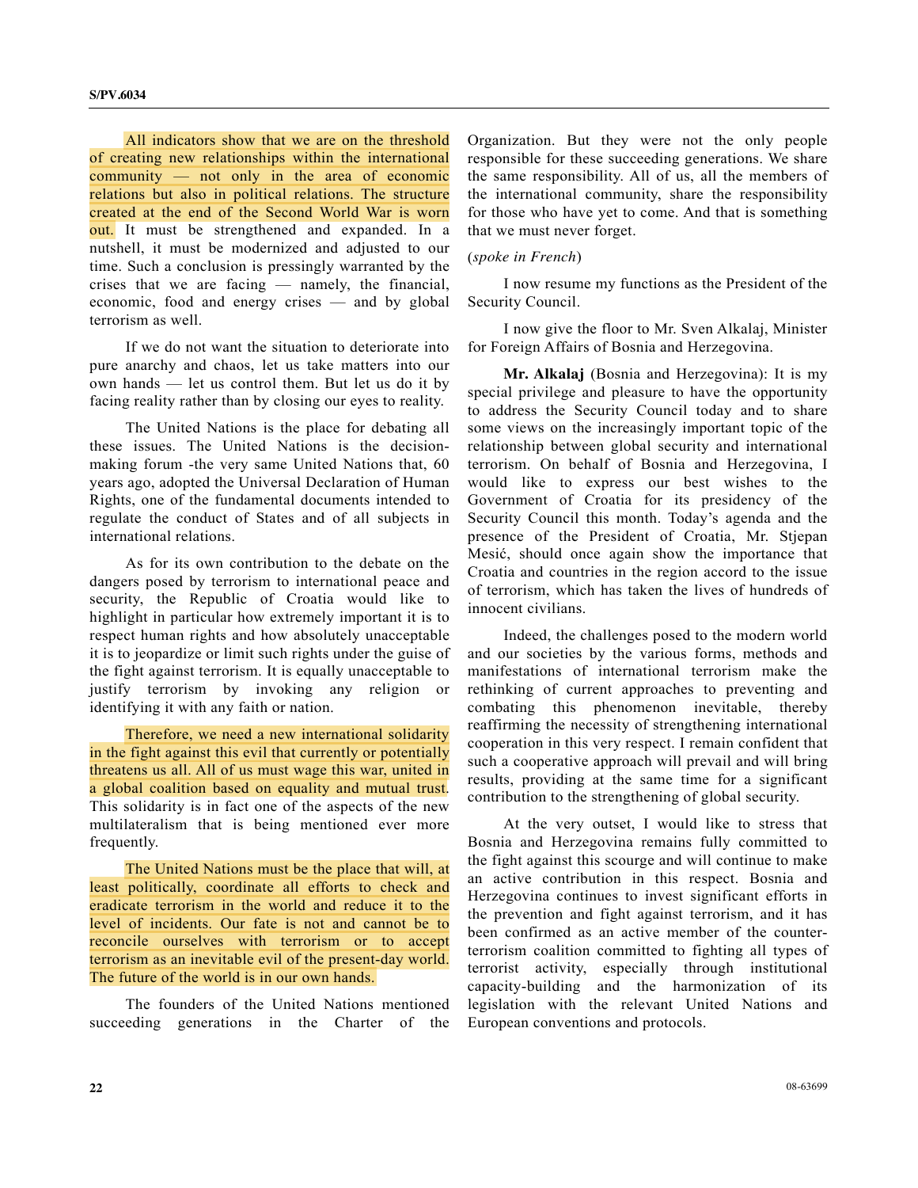All indicators show that we are on the threshold of creating new relationships within the international community — not only in the area of economic relations but also in political relations. The structure created at the end of the Second World War is worn out. It must be strengthened and expanded. In a nutshell, it must be modernized and adjusted to our time. Such a conclusion is pressingly warranted by the crises that we are facing — namely, the financial, economic, food and energy crises — and by global terrorism as well.

If we do not want the situation to deteriorate into pure anarchy and chaos, let us take matters into our own hands — let us control them. But let us do it by facing reality rather than by closing our eyes to reality.

The United Nations is the place for debating all these issues. The United Nations is the decision-making forum -the very same United Nations that, 60 years ago, adopted the Universal Declaration of Human Rights, one of the fundamental documents intended to regulate the conduct of States and of all subjects in international relations.

As for its own contribution to the debate on the dangers posed by terrorism to international peace and security, the Republic of Croatia would like to highlight in particular how extremely important it is to respect human rights and how absolutely unacceptable it is to jeopardize or limit such rights under the guise of the fight against terrorism. It is equally unacceptable to justify terrorism by invoking any religion or identifying it with any faith or nation.

Therefore, we need a new international solidarity in the fight against this evil that currently or potentially threatens us all. All of us must wage this war, united in a global coalition based on equality and mutual trust. This solidarity is in fact one of the aspects of the new multilateralism that is being mentioned ever more frequently.

The United Nations must be the place that will, at least politically, coordinate all efforts to check and eradicate terrorism in the world and reduce it to the level of incidents. Our fate is not and cannot be to reconcile ourselves with terrorism or to accept terrorism as an inevitable evil of the present-day world. The future of the world is in our own hands.

The founders of the United Nations mentioned succeeding generations in the Charter of the Organization. But they were not the only people responsible for these succeeding generations. We share the same responsibility. All of us, all the members of the international community, share the responsibility for those who have yet to come. And that is something that we must never forget.

(*spoke in French*)

I now resume my functions as the President of the Security Council.

I now give the floor to Mr. Sven Alkalaj, Minister for Foreign Affairs of Bosnia and Herzegovina.

**Mr. Alkalaj** (Bosnia and Herzegovina): It is my special privilege and pleasure to have the opportunity to address the Security Council today and to share some views on the increasingly important topic of the relationship between global security and international terrorism. On behalf of Bosnia and Herzegovina, I would like to express our best wishes to the Government of Croatia for its presidency of the Security Council this month. Today's agenda and the presence of the President of Croatia, Mr. Stjepan Mesić, should once again show the importance that Croatia and countries in the region accord to the issue of terrorism, which has taken the lives of hundreds of innocent civilians.

Indeed, the challenges posed to the modern world and our societies by the various forms, methods and manifestations of international terrorism make the rethinking of current approaches to preventing and combating this phenomenon inevitable, thereby reaffirming the necessity of strengthening international cooperation in this very respect. I remain confident that such a cooperative approach will prevail and will bring results, providing at the same time for a significant contribution to the strengthening of global security.

At the very outset, I would like to stress that Bosnia and Herzegovina remains fully committed to the fight against this scourge and will continue to make an active contribution in this respect. Bosnia and Herzegovina continues to invest significant efforts in the prevention and fight against terrorism, and it has been confirmed as an active member of the counter-terrorism coalition committed to fighting all types of terrorist activity, especially through institutional capacity-building and the harmonization of its legislation with the relevant United Nations and European conventions and protocols.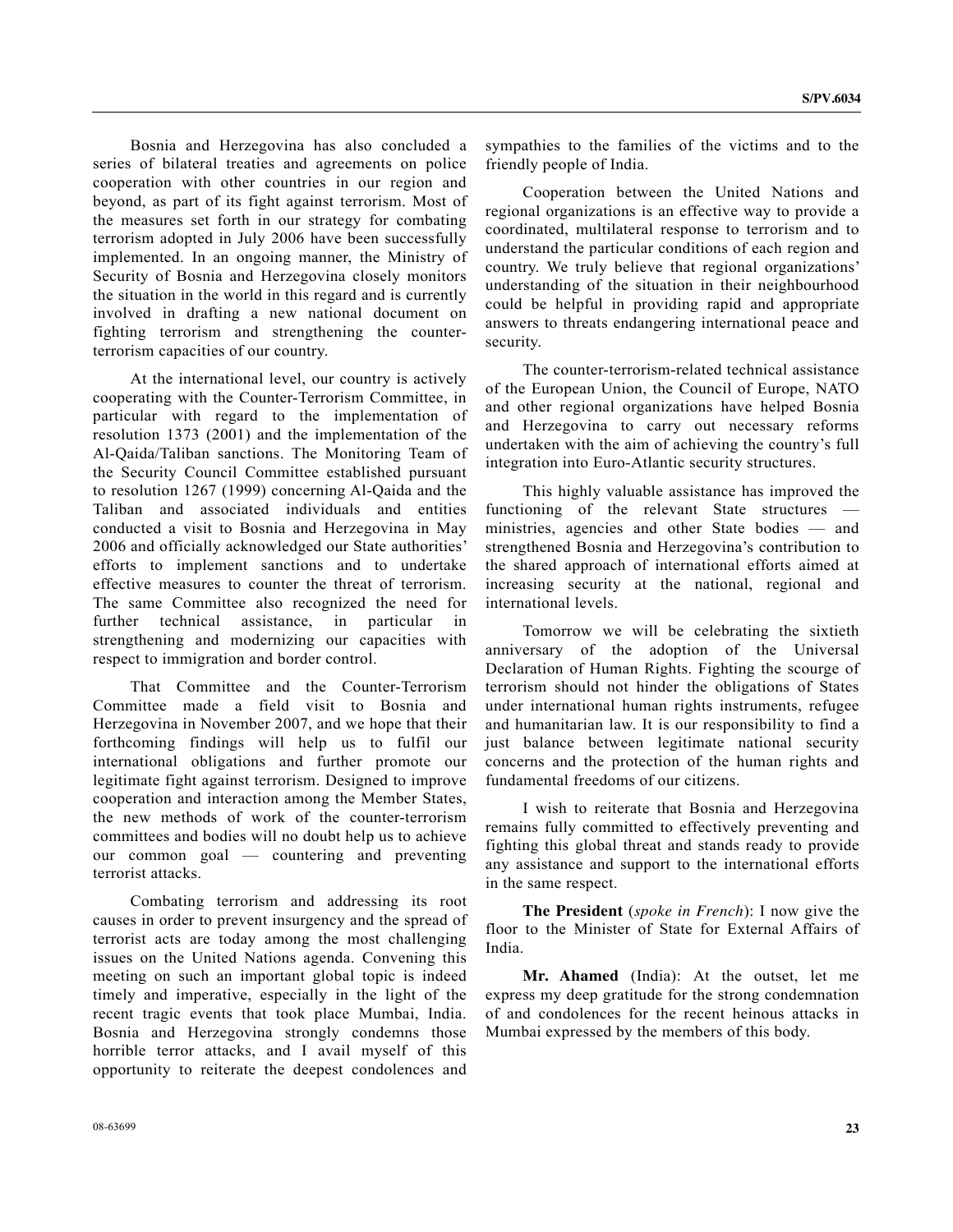Bosnia and Herzegovina has also concluded a series of bilateral treaties and agreements on police cooperation with other countries in our region and beyond, as part of its fight against terrorism. Most of the measures set forth in our strategy for combating terrorism adopted in July 2006 have been successfully implemented. In an ongoing manner, the Ministry of Security of Bosnia and Herzegovina closely monitors the situation in the world in this regard and is currently involved in drafting a new national document on fighting terrorism and strengthening the counter-terrorism capacities of our country.

At the international level, our country is actively cooperating with the Counter-Terrorism Committee, in particular with regard to the implementation of resolution 1373 (2001) and the implementation of the Al-Qaida/Taliban sanctions. The Monitoring Team of the Security Council Committee established pursuant to resolution 1267 (1999) concerning Al-Qaida and the Taliban and associated individuals and entities conducted a visit to Bosnia and Herzegovina in May 2006 and officially acknowledged our State authorities' efforts to implement sanctions and to undertake effective measures to counter the threat of terrorism. The same Committee also recognized the need for further technical assistance, in particular in strengthening and modernizing our capacities with respect to immigration and border control.

That Committee and the Counter-Terrorism Committee made a field visit to Bosnia and Herzegovina in November 2007, and we hope that their forthcoming findings will help us to fulfil our international obligations and further promote our legitimate fight against terrorism. Designed to improve cooperation and interaction among the Member States, the new methods of work of the counter-terrorism committees and bodies will no doubt help us to achieve our common goal — countering and preventing terrorist attacks.

Combating terrorism and addressing its root causes in order to prevent insurgency and the spread of terrorist acts are today among the most challenging issues on the United Nations agenda. Convening this meeting on such an important global topic is indeed timely and imperative, especially in the light of the recent tragic events that took place Mumbai, India. Bosnia and Herzegovina strongly condemns those horrible terror attacks, and I avail myself of this opportunity to reiterate the deepest condolences and sympathies to the families of the victims and to the friendly people of India.

Cooperation between the United Nations and regional organizations is an effective way to provide a coordinated, multilateral response to terrorism and to understand the particular conditions of each region and country. We truly believe that regional organizations' understanding of the situation in their neighbourhood could be helpful in providing rapid and appropriate answers to threats endangering international peace and security.

The counter-terrorism-related technical assistance of the European Union, the Council of Europe, NATO and other regional organizations have helped Bosnia and Herzegovina to carry out necessary reforms undertaken with the aim of achieving the country's full integration into Euro-Atlantic security structures.

This highly valuable assistance has improved the functioning of the relevant State structures — ministries, agencies and other State bodies — and strengthened Bosnia and Herzegovina's contribution to the shared approach of international efforts aimed at increasing security at the national, regional and international levels.

Tomorrow we will be celebrating the sixtieth anniversary of the adoption of the Universal Declaration of Human Rights. Fighting the scourge of terrorism should not hinder the obligations of States under international human rights instruments, refugee and humanitarian law. It is our responsibility to find a just balance between legitimate national security concerns and the protection of the human rights and fundamental freedoms of our citizens.

I wish to reiterate that Bosnia and Herzegovina remains fully committed to effectively preventing and fighting this global threat and stands ready to provide any assistance and support to the international efforts in the same respect.

**The President** (*spoke in French*): I now give the floor to the Minister of State for External Affairs of India.

**Mr. Ahamed** (India): At the outset, let me express my deep gratitude for the strong condemnation of and condolences for the recent heinous attacks in Mumbai expressed by the members of this body.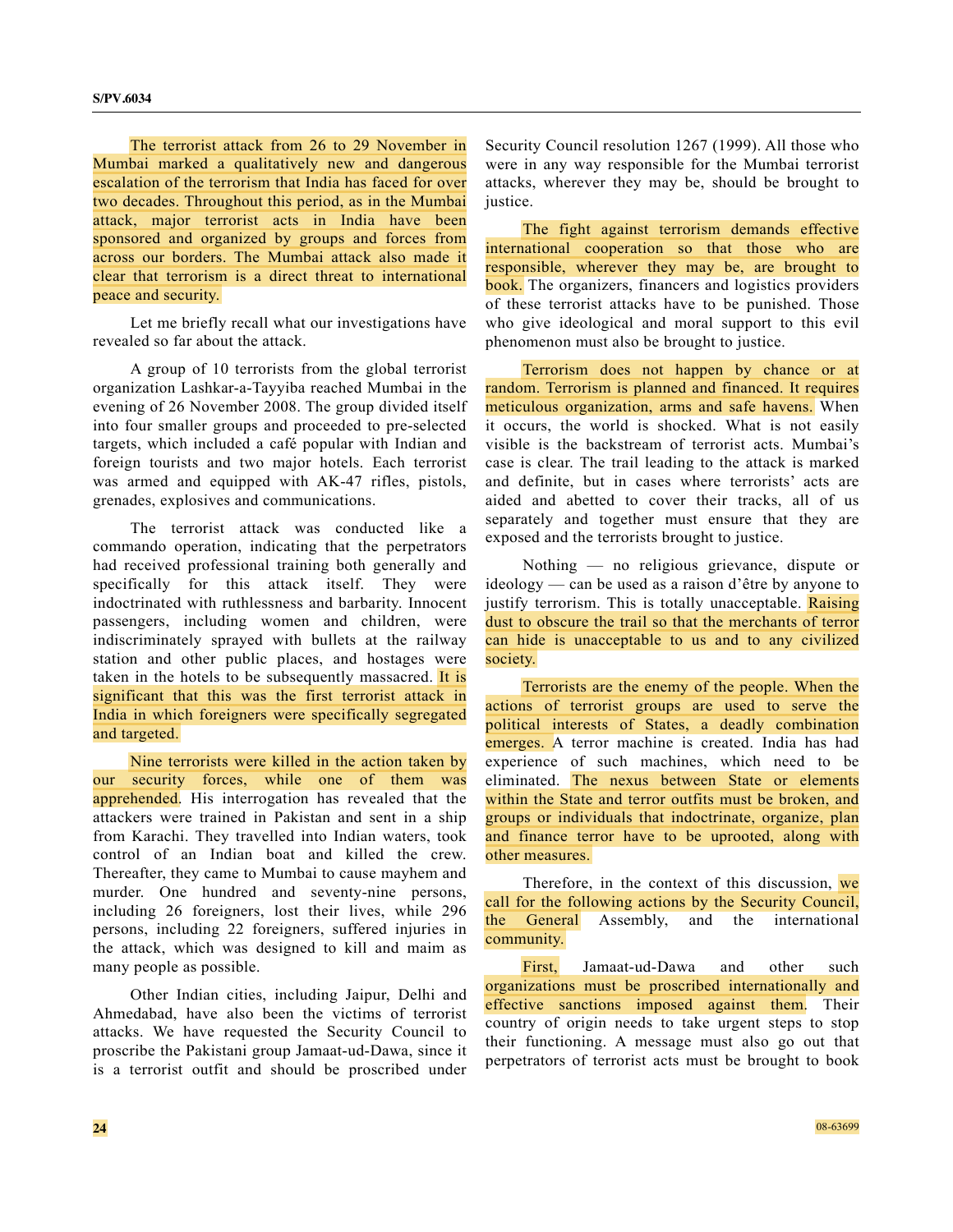The terrorist attack from 26 to 29 November in Mumbai marked a qualitatively new and dangerous escalation of the terrorism that India has faced for over two decades. Throughout this period, as in the Mumbai attack, major terrorist acts in India have been sponsored and organized by groups and forces from across our borders. The Mumbai attack also made it clear that terrorism is a direct threat to international peace and security.

Let me briefly recall what our investigations have revealed so far about the attack.

A group of 10 terrorists from the global terrorist organization Lashkar-a-Tayyiba reached Mumbai in the evening of 26 November 2008. The group divided itself into four smaller groups and proceeded to pre-selected targets, which included a café popular with Indian and foreign tourists and two major hotels. Each terrorist was armed and equipped with AK-47 rifles, pistols, grenades, explosives and communications.

The terrorist attack was conducted like a commando operation, indicating that the perpetrators had received professional training both generally and specifically for this attack itself. They were indoctrinated with ruthlessness and barbarity. Innocent passengers, including women and children, were indiscriminately sprayed with bullets at the railway station and other public places, and hostages were taken in the hotels to be subsequently massacred. It is significant that this was the first terrorist attack in India in which foreigners were specifically segregated and targeted.

Nine terrorists were killed in the action taken by our security forces, while one of them was apprehended. His interrogation has revealed that the attackers were trained in Pakistan and sent in a ship from Karachi. They travelled into Indian waters, took control of an Indian boat and killed the crew. Thereafter, they came to Mumbai to cause mayhem and murder. One hundred and seventy-nine persons, including 26 foreigners, lost their lives, while 296 persons, including 22 foreigners, suffered injuries in the attack, which was designed to kill and maim as many people as possible.

Other Indian cities, including Jaipur, Delhi and Ahmedabad, have also been the victims of terrorist attacks. We have requested the Security Council to proscribe the Pakistani group Jamaat-ud-Dawa, since it is a terrorist outfit and should be proscribed under Security Council resolution 1267 (1999). All those who were in any way responsible for the Mumbai terrorist attacks, wherever they may be, should be brought to justice.

The fight against terrorism demands effective international cooperation so that those who are responsible, wherever they may be, are brought to book. The organizers, financers and logistics providers of these terrorist attacks have to be punished. Those who give ideological and moral support to this evil phenomenon must also be brought to justice.

Terrorism does not happen by chance or at random. Terrorism is planned and financed. It requires meticulous organization, arms and safe havens. When it occurs, the world is shocked. What is not easily visible is the backstream of terrorist acts. Mumbai's case is clear. The trail leading to the attack is marked and definite, but in cases where terrorists' acts are aided and abetted to cover their tracks, all of us separately and together must ensure that they are exposed and the terrorists brought to justice.

Nothing — no religious grievance, dispute or ideology — can be used as a raison d'être by anyone to justify terrorism. This is totally unacceptable. Raising dust to obscure the trail so that the merchants of terror can hide is unacceptable to us and to any civilized society.

Terrorists are the enemy of the people. When the actions of terrorist groups are used to serve the political interests of States, a deadly combination emerges. A terror machine is created. India has had experience of such machines, which need to be eliminated. The nexus between State or elements within the State and terror outfits must be broken, and groups or individuals that indoctrinate, organize, plan and finance terror have to be uprooted, along with other measures.

Therefore, in the context of this discussion, we call for the following actions by the Security Council, the General Assembly, and the international community.

First, Jamaat-ud-Dawa and other such organizations must be proscribed internationally and effective sanctions imposed against them. Their country of origin needs to take urgent steps to stop their functioning. A message must also go out that perpetrators of terrorist acts must be brought to book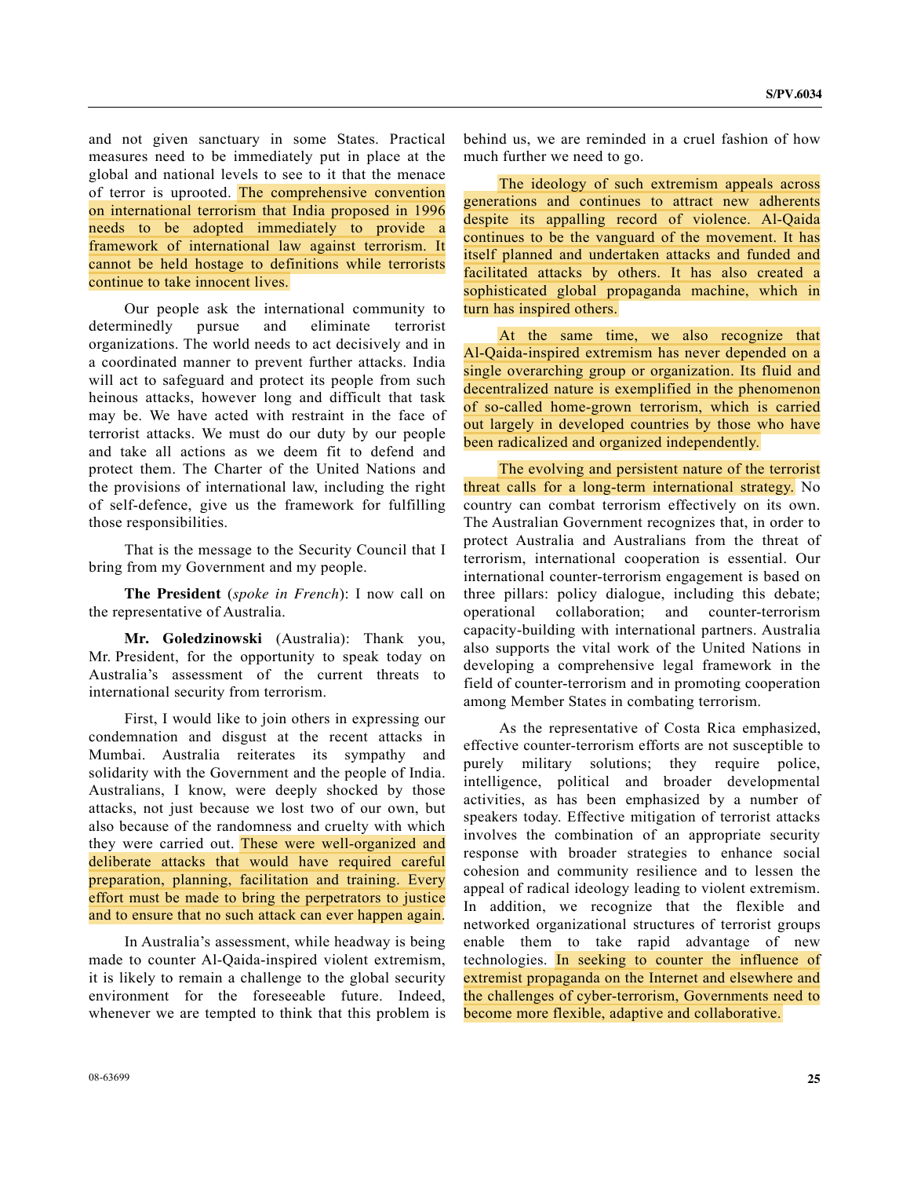and not given sanctuary in some States. Practical measures need to be immediately put in place at the global and national levels to see to it that the menace of terror is uprooted. The comprehensive convention on international terrorism that India proposed in 1996 needs to be adopted immediately to provide a framework of international law against terrorism. It cannot be held hostage to definitions while terrorists continue to take innocent lives.

Our people ask the international community to determinedly pursue and eliminate terrorist organizations. The world needs to act decisively and in a coordinated manner to prevent further attacks. India will act to safeguard and protect its people from such heinous attacks, however long and difficult that task may be. We have acted with restraint in the face of terrorist attacks. We must do our duty by our people and take all actions as we deem fit to defend and protect them. The Charter of the United Nations and the provisions of international law, including the right of self-defence, give us the framework for fulfilling those responsibilities.

That is the message to the Security Council that I bring from my Government and my people.

**The President** (*spoke in French*): I now call on the representative of Australia.

**Mr. Goledzinowski** (Australia): Thank you, Mr. President, for the opportunity to speak today on Australia's assessment of the current threats to international security from terrorism.

First, I would like to join others in expressing our condemnation and disgust at the recent attacks in Mumbai. Australia reiterates its sympathy and solidarity with the Government and the people of India. Australians, I know, were deeply shocked by those attacks, not just because we lost two of our own, but also because of the randomness and cruelty with which they were carried out. These were well-organized and deliberate attacks that would have required careful preparation, planning, facilitation and training. Every effort must be made to bring the perpetrators to justice and to ensure that no such attack can ever happen again.

In Australia's assessment, while headway is being made to counter Al-Qaida-inspired violent extremism, it is likely to remain a challenge to the global security environment for the foreseeable future. Indeed, whenever we are tempted to think that this problem is behind us, we are reminded in a cruel fashion of how much further we need to go.

The ideology of such extremism appeals across generations and continues to attract new adherents despite its appalling record of violence. Al-Qaida continues to be the vanguard of the movement. It has itself planned and undertaken attacks and funded and facilitated attacks by others. It has also created a sophisticated global propaganda machine, which in turn has inspired others.

At the same time, we also recognize that Al-Qaida-inspired extremism has never depended on a single overarching group or organization. Its fluid and decentralized nature is exemplified in the phenomenon of so-called home-grown terrorism, which is carried out largely in developed countries by those who have been radicalized and organized independently.

The evolving and persistent nature of the terrorist threat calls for a long-term international strategy. No country can combat terrorism effectively on its own. The Australian Government recognizes that, in order to protect Australia and Australians from the threat of terrorism, international cooperation is essential. Our international counter-terrorism engagement is based on three pillars: policy dialogue, including this debate; operational collaboration; and counter-terrorism capacity-building with international partners. Australia also supports the vital work of the United Nations in developing a comprehensive legal framework in the field of counter-terrorism and in promoting cooperation among Member States in combating terrorism.

As the representative of Costa Rica emphasized, effective counter-terrorism efforts are not susceptible to purely military solutions; they require police, intelligence, political and broader developmental activities, as has been emphasized by a number of speakers today. Effective mitigation of terrorist attacks involves the combination of an appropriate security response with broader strategies to enhance social cohesion and community resilience and to lessen the appeal of radical ideology leading to violent extremism. In addition, we recognize that the flexible and networked organizational structures of terrorist groups enable them to take rapid advantage of new technologies. In seeking to counter the influence of extremist propaganda on the Internet and elsewhere and the challenges of cyber-terrorism, Governments need to become more flexible, adaptive and collaborative.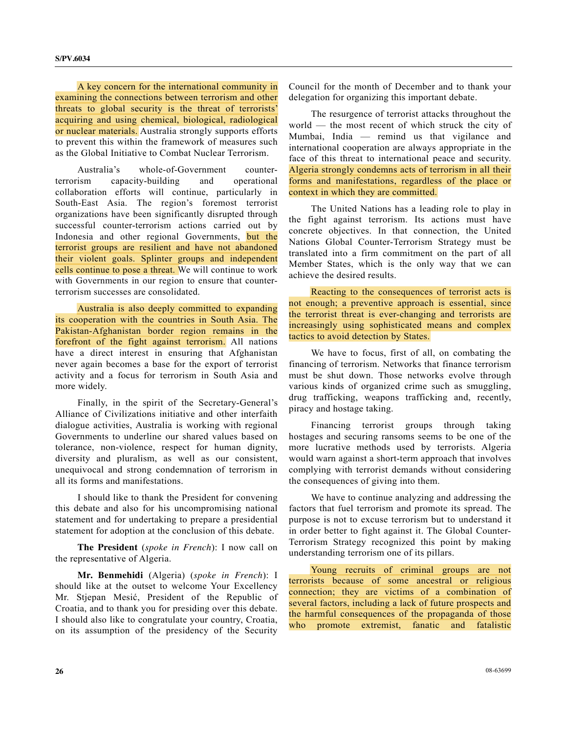A key concern for the international community in examining the connections between terrorism and other threats to global security is the threat of terrorists' acquiring and using chemical, biological, radiological or nuclear materials. Australia strongly supports efforts to prevent this within the framework of measures such as the Global Initiative to Combat Nuclear Terrorism.

Australia's whole-of-Government counter-terrorism capacity-building and operational collaboration efforts will continue, particularly in South-East Asia. The region's foremost terrorist organizations have been significantly disrupted through successful counter-terrorism actions carried out by Indonesia and other regional Governments, but the terrorist groups are resilient and have not abandoned their violent goals. Splinter groups and independent cells continue to pose a threat. We will continue to work with Governments in our region to ensure that counter-terrorism successes are consolidated.

Australia is also deeply committed to expanding its cooperation with the countries in South Asia. The Pakistan-Afghanistan border region remains in the forefront of the fight against terrorism. All nations have a direct interest in ensuring that Afghanistan never again becomes a base for the export of terrorist activity and a focus for terrorism in South Asia and more widely.

Finally, in the spirit of the Secretary-General's Alliance of Civilizations initiative and other interfaith dialogue activities, Australia is working with regional Governments to underline our shared values based on tolerance, non-violence, respect for human dignity, diversity and pluralism, as well as our consistent, unequivocal and strong condemnation of terrorism in all its forms and manifestations.

I should like to thank the President for convening this debate and also for his uncompromising national statement and for undertaking to prepare a presidential statement for adoption at the conclusion of this debate.

**The President** (*spoke in French*): I now call on the representative of Algeria.

**Mr. Benmehidi** (Algeria) (*spoke in French*): I should like at the outset to welcome Your Excellency Mr. Stjepan Mesić, President of the Republic of Croatia, and to thank you for presiding over this debate. I should also like to congratulate your country, Croatia, on its assumption of the presidency of the Security Council for the month of December and to thank your delegation for organizing this important debate.

The resurgence of terrorist attacks throughout the world — the most recent of which struck the city of Mumbai, India — remind us that vigilance and international cooperation are always appropriate in the face of this threat to international peace and security. Algeria strongly condemns acts of terrorism in all their forms and manifestations, regardless of the place or context in which they are committed.

The United Nations has a leading role to play in the fight against terrorism. Its actions must have concrete objectives. In that connection, the United Nations Global Counter-Terrorism Strategy must be translated into a firm commitment on the part of all Member States, which is the only way that we can achieve the desired results.

Reacting to the consequences of terrorist acts is not enough; a preventive approach is essential, since the terrorist threat is ever-changing and terrorists are increasingly using sophisticated means and complex tactics to avoid detection by States.

We have to focus, first of all, on combating the financing of terrorism. Networks that finance terrorism must be shut down. Those networks evolve through various kinds of organized crime such as smuggling, drug trafficking, weapons trafficking and, recently, piracy and hostage taking.

Financing terrorist groups through taking hostages and securing ransoms seems to be one of the more lucrative methods used by terrorists. Algeria would warn against a short-term approach that involves complying with terrorist demands without considering the consequences of giving into them.

We have to continue analyzing and addressing the factors that fuel terrorism and promote its spread. The purpose is not to excuse terrorism but to understand it in order better to fight against it. The Global Counter-Terrorism Strategy recognized this point by making understanding terrorism one of its pillars.

Young recruits of criminal groups are not terrorists because of some ancestral or religious connection; they are victims of a combination of several factors, including a lack of future prospects and the harmful consequences of the propaganda of those who promote extremist, fanatic and fatalistic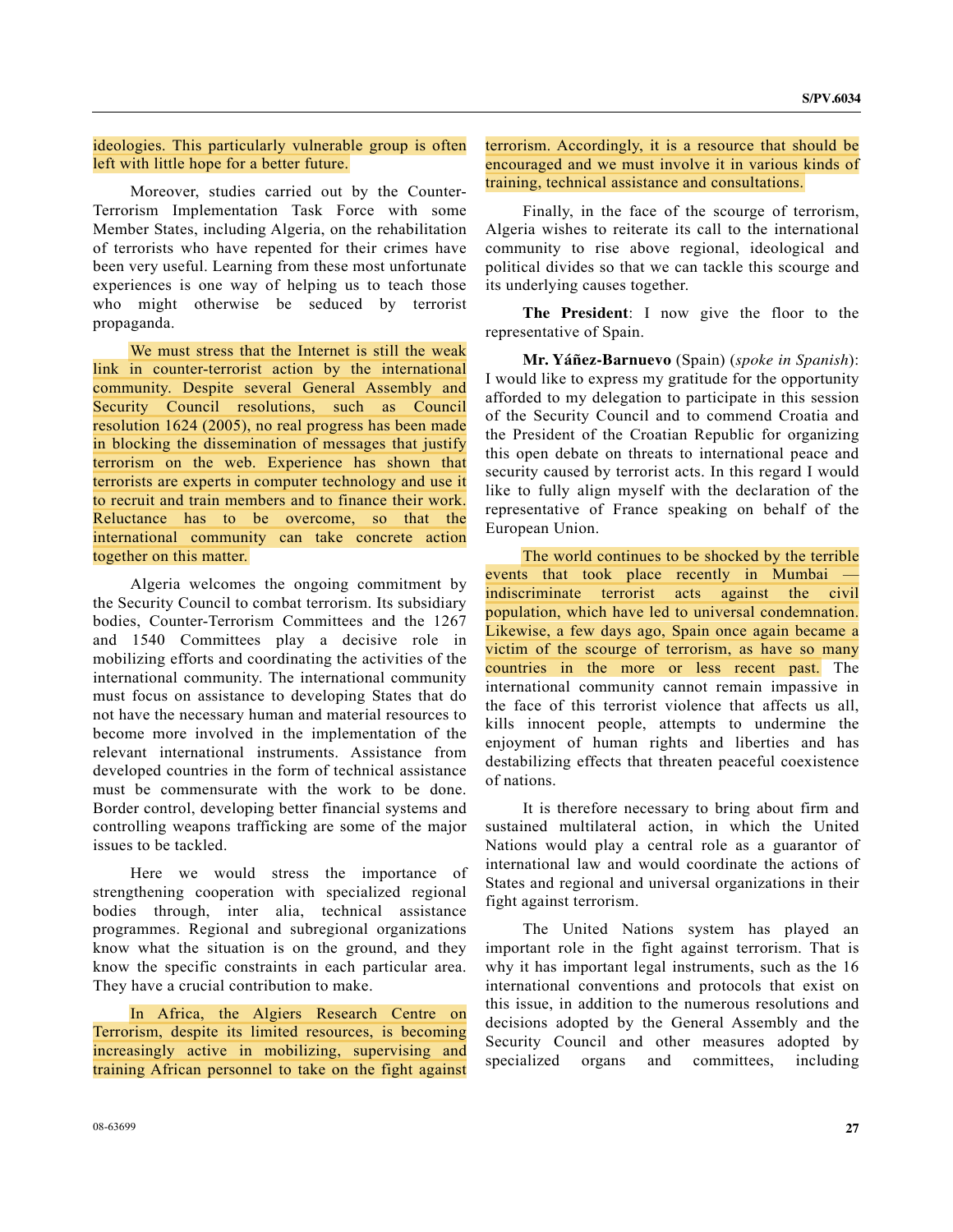ideologies. This particularly vulnerable group is often left with little hope for a better future.

Moreover, studies carried out by the Counter-Terrorism Implementation Task Force with some Member States, including Algeria, on the rehabilitation of terrorists who have repented for their crimes have been very useful. Learning from these most unfortunate experiences is one way of helping us to teach those who might otherwise be seduced by terrorist propaganda.

We must stress that the Internet is still the weak link in counter-terrorist action by the international community. Despite several General Assembly and Security Council resolutions, such as Council resolution 1624 (2005), no real progress has been made in blocking the dissemination of messages that justify terrorism on the web. Experience has shown that terrorists are experts in computer technology and use it to recruit and train members and to finance their work. Reluctance has to be overcome, so that the international community can take concrete action together on this matter.

Algeria welcomes the ongoing commitment by the Security Council to combat terrorism. Its subsidiary bodies, Counter-Terrorism Committees and the 1267 and 1540 Committees play a decisive role in mobilizing efforts and coordinating the activities of the international community. The international community must focus on assistance to developing States that do not have the necessary human and material resources to become more involved in the implementation of the relevant international instruments. Assistance from developed countries in the form of technical assistance must be commensurate with the work to be done. Border control, developing better financial systems and controlling weapons trafficking are some of the major issues to be tackled.

Here we would stress the importance of strengthening cooperation with specialized regional bodies through, inter alia, technical assistance programmes. Regional and subregional organizations know what the situation is on the ground, and they know the specific constraints in each particular area. They have a crucial contribution to make.

In Africa, the Algiers Research Centre on Terrorism, despite its limited resources, is becoming increasingly active in mobilizing, supervising and training African personnel to take on the fight against terrorism. Accordingly, it is a resource that should be encouraged and we must involve it in various kinds of training, technical assistance and consultations.

Finally, in the face of the scourge of terrorism, Algeria wishes to reiterate its call to the international community to rise above regional, ideological and political divides so that we can tackle this scourge and its underlying causes together.

**The President**: I now give the floor to the representative of Spain.

**Mr. Yáñez-Barnuevo** (Spain) (*spoke in Spanish*): I would like to express my gratitude for the opportunity afforded to my delegation to participate in this session of the Security Council and to commend Croatia and the President of the Croatian Republic for organizing this open debate on threats to international peace and security caused by terrorist acts. In this regard I would like to fully align myself with the declaration of the representative of France speaking on behalf of the European Union.

The world continues to be shocked by the terrible events that took place recently in Mumbai — indiscriminate terrorist acts against the civil population, which have led to universal condemnation. Likewise, a few days ago, Spain once again became a victim of the scourge of terrorism, as have so many countries in the more or less recent past. The international community cannot remain impassive in the face of this terrorist violence that affects us all, kills innocent people, attempts to undermine the enjoyment of human rights and liberties and has destabilizing effects that threaten peaceful coexistence of nations.

It is therefore necessary to bring about firm and sustained multilateral action, in which the United Nations would play a central role as a guarantor of international law and would coordinate the actions of States and regional and universal organizations in their fight against terrorism.

The United Nations system has played an important role in the fight against terrorism. That is why it has important legal instruments, such as the 16 international conventions and protocols that exist on this issue, in addition to the numerous resolutions and decisions adopted by the General Assembly and the Security Council and other measures adopted by specialized organs and committees, including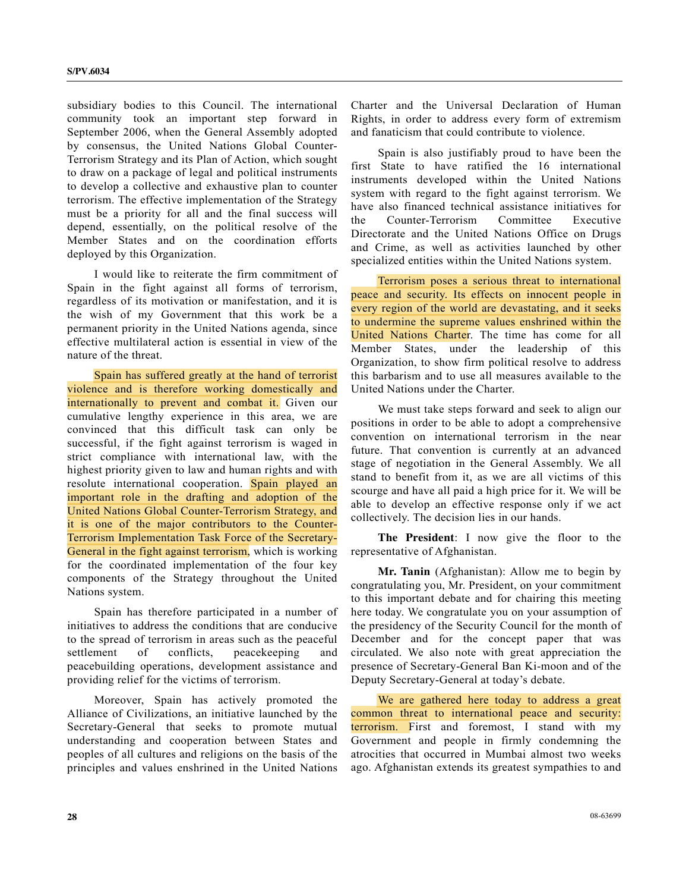subsidiary bodies to this Council. The international community took an important step forward in September 2006, when the General Assembly adopted by consensus, the United Nations Global Counter-Terrorism Strategy and its Plan of Action, which sought to draw on a package of legal and political instruments to develop a collective and exhaustive plan to counter terrorism. The effective implementation of the Strategy must be a priority for all and the final success will depend, essentially, on the political resolve of the Member States and on the coordination efforts deployed by this Organization.

I would like to reiterate the firm commitment of Spain in the fight against all forms of terrorism, regardless of its motivation or manifestation, and it is the wish of my Government that this work be a permanent priority in the United Nations agenda, since effective multilateral action is essential in view of the nature of the threat.

Spain has suffered greatly at the hand of terrorist violence and is therefore working domestically and internationally to prevent and combat it. Given our cumulative lengthy experience in this area, we are convinced that this difficult task can only be successful, if the fight against terrorism is waged in strict compliance with international law, with the highest priority given to law and human rights and with resolute international cooperation. Spain played an important role in the drafting and adoption of the United Nations Global Counter-Terrorism Strategy, and it is one of the major contributors to the Counter-Terrorism Implementation Task Force of the Secretary-General in the fight against terrorism, which is working for the coordinated implementation of the four key components of the Strategy throughout the United Nations system.

Spain has therefore participated in a number of initiatives to address the conditions that are conducive to the spread of terrorism in areas such as the peaceful settlement of conflicts, peacekeeping and peacebuilding operations, development assistance and providing relief for the victims of terrorism.

Moreover, Spain has actively promoted the Alliance of Civilizations, an initiative launched by the Secretary-General that seeks to promote mutual understanding and cooperation between States and peoples of all cultures and religions on the basis of the principles and values enshrined in the United Nations Charter and the Universal Declaration of Human Rights, in order to address every form of extremism and fanaticism that could contribute to violence.

Spain is also justifiably proud to have been the first State to have ratified the 16 international instruments developed within the United Nations system with regard to the fight against terrorism. We have also financed technical assistance initiatives for the Counter-Terrorism Committee Executive Directorate and the United Nations Office on Drugs and Crime, as well as activities launched by other specialized entities within the United Nations system.

Terrorism poses a serious threat to international peace and security. Its effects on innocent people in every region of the world are devastating, and it seeks to undermine the supreme values enshrined within the United Nations Charter. The time has come for all Member States, under the leadership of this Organization, to show firm political resolve to address this barbarism and to use all measures available to the United Nations under the Charter.

We must take steps forward and seek to align our positions in order to be able to adopt a comprehensive convention on international terrorism in the near future. That convention is currently at an advanced stage of negotiation in the General Assembly. We all stand to benefit from it, as we are all victims of this scourge and have all paid a high price for it. We will be able to develop an effective response only if we act collectively. The decision lies in our hands.

**The President**: I now give the floor to the representative of Afghanistan.

**Mr. Tanin** (Afghanistan): Allow me to begin by congratulating you, Mr. President, on your commitment to this important debate and for chairing this meeting here today. We congratulate you on your assumption of the presidency of the Security Council for the month of December and for the concept paper that was circulated. We also note with great appreciation the presence of Secretary-General Ban Ki-moon and of the Deputy Secretary-General at today's debate.

We are gathered here today to address a great common threat to international peace and security: terrorism. First and foremost, I stand with my Government and people in firmly condemning the atrocities that occurred in Mumbai almost two weeks ago. Afghanistan extends its greatest sympathies to and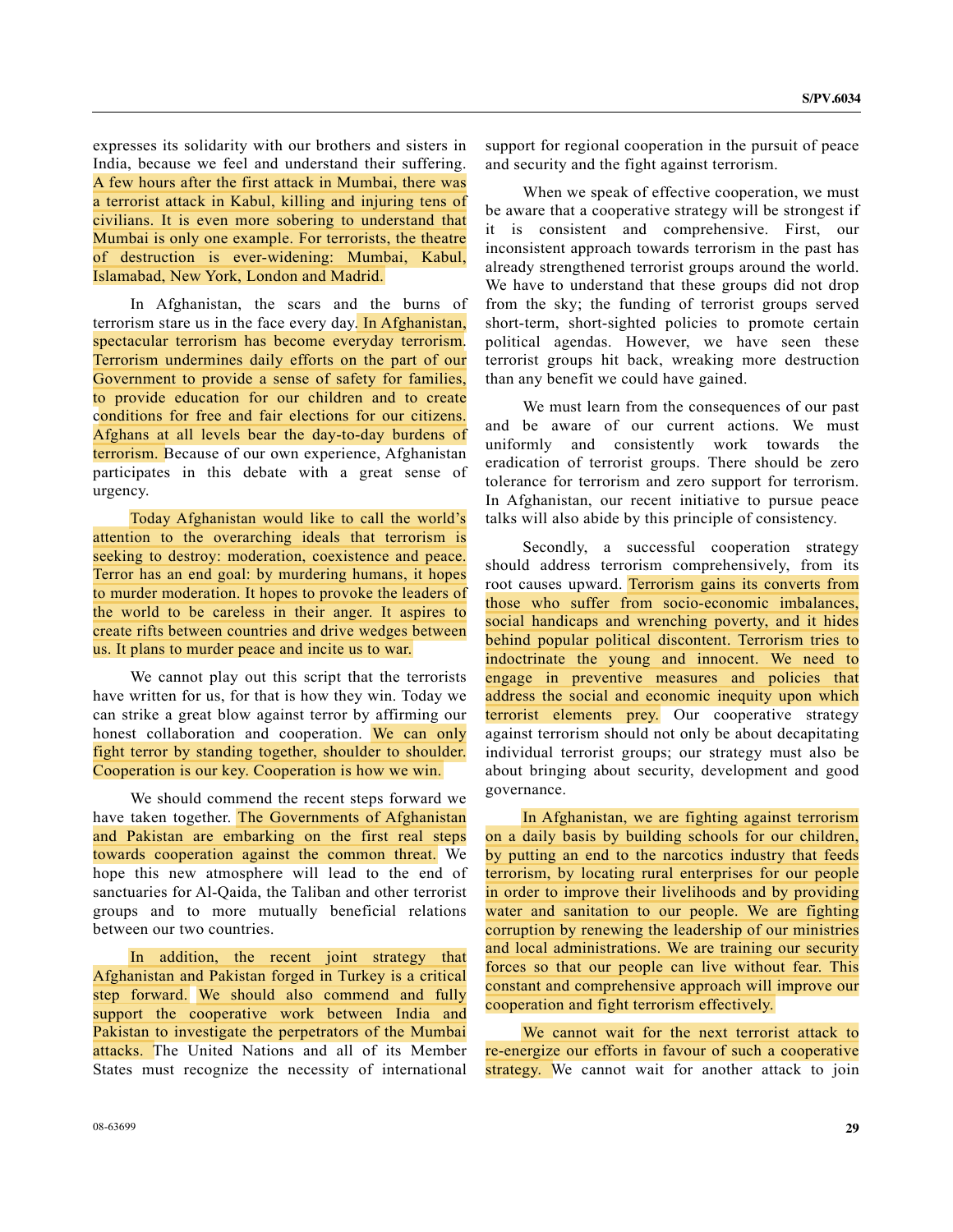expresses its solidarity with our brothers and sisters in India, because we feel and understand their suffering. A few hours after the first attack in Mumbai, there was a terrorist attack in Kabul, killing and injuring tens of civilians. It is even more sobering to understand that Mumbai is only one example. For terrorists, the theatre of destruction is ever-widening: Mumbai, Kabul, Islamabad, New York, London and Madrid.

In Afghanistan, the scars and the burns of terrorism stare us in the face every day. In Afghanistan, spectacular terrorism has become everyday terrorism. Terrorism undermines daily efforts on the part of our Government to provide a sense of safety for families, to provide education for our children and to create conditions for free and fair elections for our citizens. Afghans at all levels bear the day-to-day burdens of terrorism. Because of our own experience, Afghanistan participates in this debate with a great sense of urgency.

Today Afghanistan would like to call the world's attention to the overarching ideals that terrorism is seeking to destroy: moderation, coexistence and peace. Terror has an end goal: by murdering humans, it hopes to murder moderation. It hopes to provoke the leaders of the world to be careless in their anger. It aspires to create rifts between countries and drive wedges between us. It plans to murder peace and incite us to war.

We cannot play out this script that the terrorists have written for us, for that is how they win. Today we can strike a great blow against terror by affirming our honest collaboration and cooperation. We can only fight terror by standing together, shoulder to shoulder. Cooperation is our key. Cooperation is how we win.

We should commend the recent steps forward we have taken together. The Governments of Afghanistan and Pakistan are embarking on the first real steps towards cooperation against the common threat. We hope this new atmosphere will lead to the end of sanctuaries for Al-Qaida, the Taliban and other terrorist groups and to more mutually beneficial relations between our two countries.

In addition, the recent joint strategy that Afghanistan and Pakistan forged in Turkey is a critical step forward. We should also commend and fully support the cooperative work between India and Pakistan to investigate the perpetrators of the Mumbai attacks. The United Nations and all of its Member States must recognize the necessity of international support for regional cooperation in the pursuit of peace and security and the fight against terrorism.

When we speak of effective cooperation, we must be aware that a cooperative strategy will be strongest if it is consistent and comprehensive. First, our inconsistent approach towards terrorism in the past has already strengthened terrorist groups around the world. We have to understand that these groups did not drop from the sky; the funding of terrorist groups served short-term, short-sighted policies to promote certain political agendas. However, we have seen these terrorist groups hit back, wreaking more destruction than any benefit we could have gained.

We must learn from the consequences of our past and be aware of our current actions. We must uniformly and consistently work towards the eradication of terrorist groups. There should be zero tolerance for terrorism and zero support for terrorism. In Afghanistan, our recent initiative to pursue peace talks will also abide by this principle of consistency.

Secondly, a successful cooperation strategy should address terrorism comprehensively, from its root causes upward. Terrorism gains its converts from those who suffer from socio-economic imbalances, social handicaps and wrenching poverty, and it hides behind popular political discontent. Terrorism tries to indoctrinate the young and innocent. We need to engage in preventive measures and policies that address the social and economic inequity upon which terrorist elements prey. Our cooperative strategy against terrorism should not only be about decapitating individual terrorist groups; our strategy must also be about bringing about security, development and good governance.

In Afghanistan, we are fighting against terrorism on a daily basis by building schools for our children, by putting an end to the narcotics industry that feeds terrorism, by locating rural enterprises for our people in order to improve their livelihoods and by providing water and sanitation to our people. We are fighting corruption by renewing the leadership of our ministries and local administrations. We are training our security forces so that our people can live without fear. This constant and comprehensive approach will improve our cooperation and fight terrorism effectively.

We cannot wait for the next terrorist attack to re-energize our efforts in favour of such a cooperative strategy. We cannot wait for another attack to join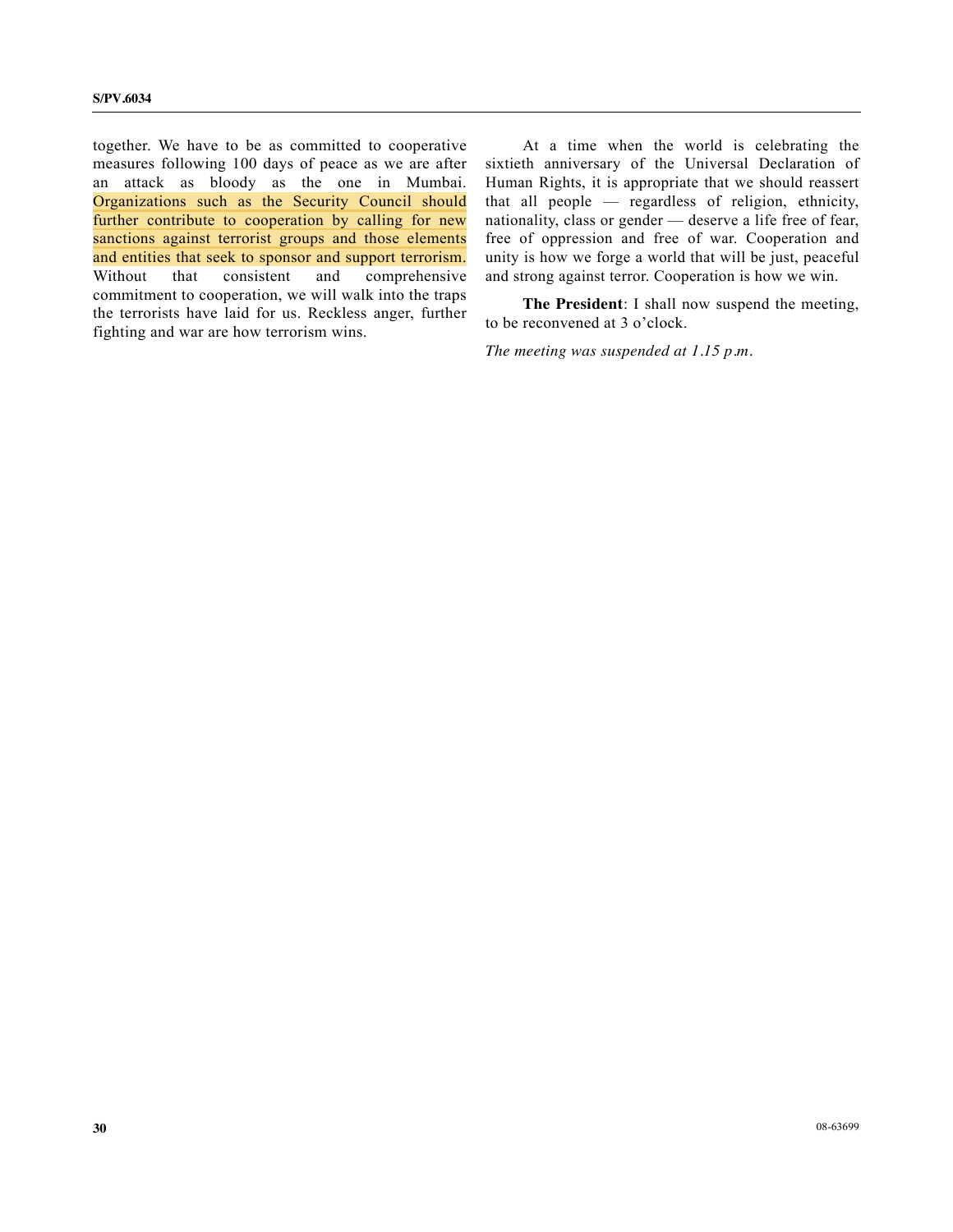together. We have to be as committed to cooperative measures following 100 days of peace as we are after an attack as bloody as the one in Mumbai. Organizations such as the Security Council should further contribute to cooperation by calling for new sanctions against terrorist groups and those elements and entities that seek to sponsor and support terrorism. Without that consistent and comprehensive commitment to cooperation, we will walk into the traps the terrorists have laid for us. Reckless anger, further fighting and war are how terrorism wins.

At a time when the world is celebrating the sixtieth anniversary of the Universal Declaration of Human Rights, it is appropriate that we should reassert that all people — regardless of religion, ethnicity, nationality, class or gender — deserve a life free of fear, free of oppression and free of war. Cooperation and unity is how we forge a world that will be just, peaceful and strong against terror. Cooperation is how we win.

**The President**: I shall now suspend the meeting, to be reconvened at 3 o'clock.

*The meeting was suspended at 1.15 p.m.*